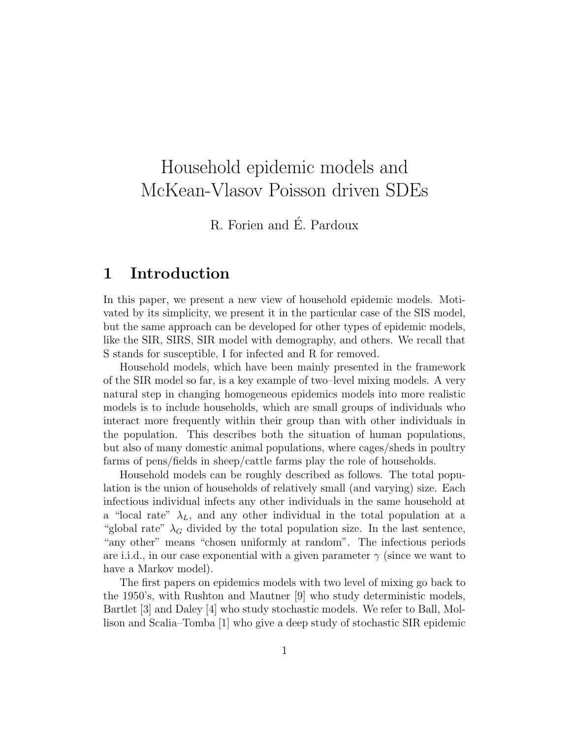# Household epidemic models and McKean-Vlasov Poisson driven SDEs

R. Forien and É. Pardoux

## 1 Introduction

In this paper, we present a new view of household epidemic models. Motivated by its simplicity, we present it in the particular case of the SIS model, but the same approach can be developed for other types of epidemic models, like the SIR, SIRS, SIR model with demography, and others. We recall that S stands for susceptible, I for infected and R for removed.

Household models, which have been mainly presented in the framework of the SIR model so far, is a key example of two–level mixing models. A very natural step in changing homogeneous epidemics models into more realistic models is to include households, which are small groups of individuals who interact more frequently within their group than with other individuals in the population. This describes both the situation of human populations, but also of many domestic animal populations, where cages/sheds in poultry farms of pens/fields in sheep/cattle farms play the role of households.

Household models can be roughly described as follows. The total population is the union of households of relatively small (and varying) size. Each infectious individual infects any other individuals in the same household at a "local rate" $\lambda_L$, and any other individual in the total population at a "global rate" $\lambda_G$ divided by the total population size. In the last sentence, "any other" means "chosen uniformly at random". The infectious periods are i.i.d., in our case exponential with a given parameter $\gamma$ (since we want to have a Markov model).

The first papers on epidemics models with two level of mixing go back to the 1950's, with Rushton and Mautner [9] who study deterministic models, Bartlet [3] and Daley [4] who study stochastic models. We refer to Ball, Mollison and Scalia–Tomba [1] who give a deep study of stochastic SIR epidemic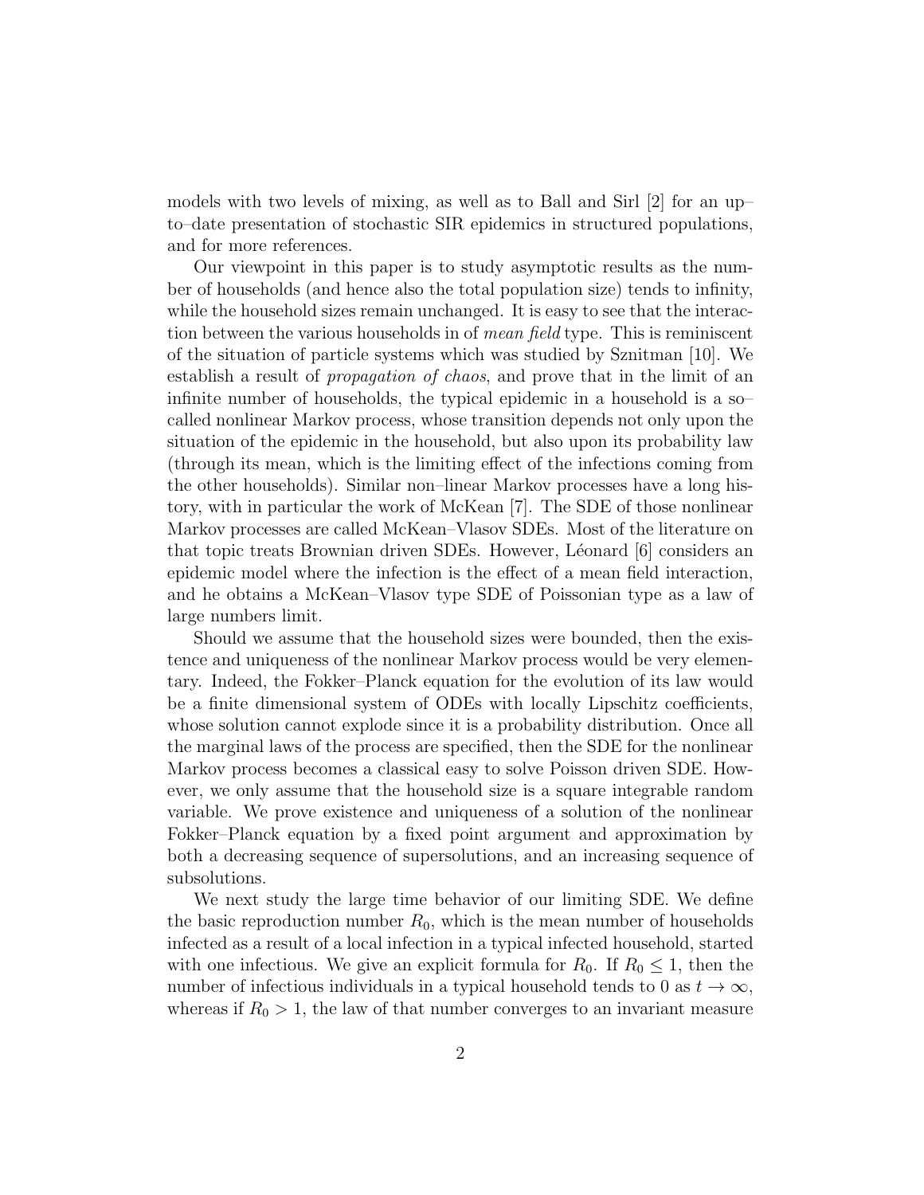models with two levels of mixing, as well as to Ball and Sirl [2] for an up–to–date presentation of stochastic SIR epidemics in structured populations, and for more references.

Our viewpoint in this paper is to study asymptotic results as the number of households (and hence also the total population size) tends to infinity, while the household sizes remain unchanged. It is easy to see that the interaction between the various households in of *mean field* type. This is reminiscent of the situation of particle systems which was studied by Sznitman [10]. We establish a result of *propagation of chaos*, and prove that in the limit of an infinite number of households, the typical epidemic in a household is a so–called nonlinear Markov process, whose transition depends not only upon the situation of the epidemic in the household, but also upon its probability law (through its mean, which is the limiting effect of the infections coming from the other households). Similar non–linear Markov processes have a long history, with in particular the work of McKean [7]. The SDE of those nonlinear Markov processes are called McKean–Vlasov SDEs. Most of the literature on that topic treats Brownian driven SDEs. However, Léonard [6] considers an epidemic model where the infection is the effect of a mean field interaction, and he obtains a McKean–Vlasov type SDE of Poissonian type as a law of large numbers limit.

Should we assume that the household sizes were bounded, then the existence and uniqueness of the nonlinear Markov process would be very elementary. Indeed, the Fokker–Planck equation for the evolution of its law would be a finite dimensional system of ODEs with locally Lipschitz coefficients, whose solution cannot explode since it is a probability distribution. Once all the marginal laws of the process are specified, then the SDE for the nonlinear Markov process becomes a classical easy to solve Poisson driven SDE. However, we only assume that the household size is a square integrable random variable. We prove existence and uniqueness of a solution of the nonlinear Fokker–Planck equation by a fixed point argument and approximation by both a decreasing sequence of supersolutions, and an increasing sequence of subsolutions.

We next study the large time behavior of our limiting SDE. We define the basic reproduction number $R_0$, which is the mean number of households infected as a result of a local infection in a typical infected household, started with one infectious. We give an explicit formula for $R_0$. If $R_0 \leq 1$, then the number of infectious individuals in a typical household tends to 0 as $t \to \infty$, whereas if $R_0 > 1$, the law of that number converges to an invariant measure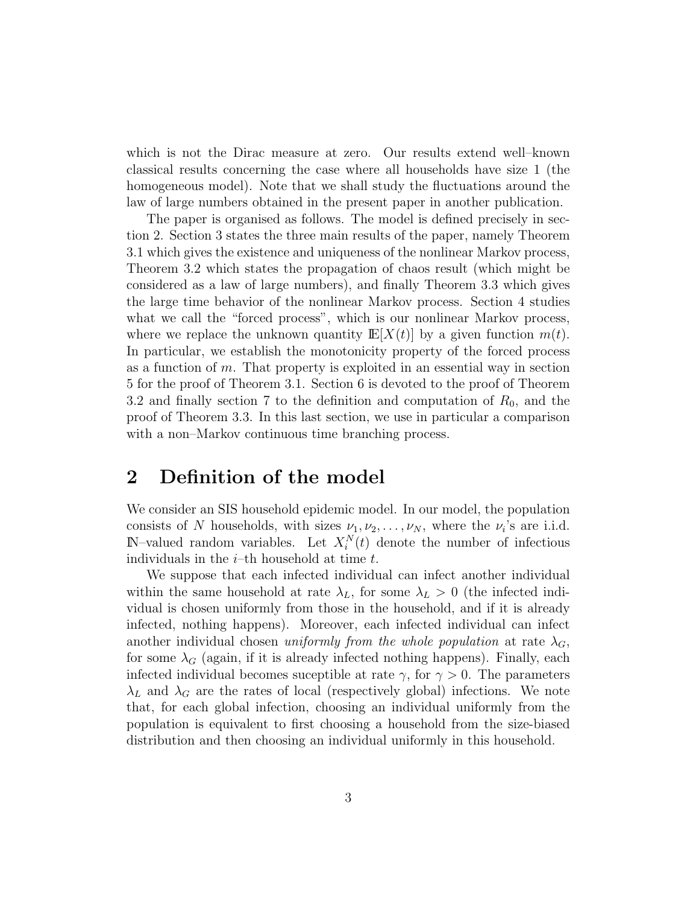which is not the Dirac measure at zero. Our results extend well–known classical results concerning the case where all households have size 1 (the homogeneous model). Note that we shall study the fluctuations around the law of large numbers obtained in the present paper in another publication.

The paper is organised as follows. The model is defined precisely in section 2. Section 3 states the three main results of the paper, namely Theorem 3.1 which gives the existence and uniqueness of the nonlinear Markov process, Theorem 3.2 which states the propagation of chaos result (which might be considered as a law of large numbers), and finally Theorem 3.3 which gives the large time behavior of the nonlinear Markov process. Section 4 studies what we call the "forced process", which is our nonlinear Markov process, where we replace the unknown quantity $\mathbb{E}[X(t)]$ by a given function $m(t)$. In particular, we establish the monotonicity property of the forced process as a function of $m$. That property is exploited in an essential way in section 5 for the proof of Theorem 3.1. Section 6 is devoted to the proof of Theorem 3.2 and finally section 7 to the definition and computation of $R_0$, and the proof of Theorem 3.3. In this last section, we use in particular a comparison with a non–Markov continuous time branching process.

## 2 Definition of the model

We consider an SIS household epidemic model. In our model, the population consists of $N$ households, with sizes $\nu_1, \nu_2, \ldots, \nu_N$, where the $\nu_i$'s are i.i.d. $\mathbb{N}$–valued random variables. Let $X_i^N(t)$ denote the number of infectious individuals in the $i$–th household at time $t$.

We suppose that each infected individual can infect another individual within the same household at rate $\lambda_L$, for some $\lambda_L > 0$ (the infected individual is chosen uniformly from those in the household, and if it is already infected, nothing happens). Moreover, each infected individual can infect another individual chosen *uniformly from the whole population* at rate $\lambda_G$, for some $\lambda_G$ (again, if it is already infected nothing happens). Finally, each infected individual becomes suceptible at rate $\gamma$, for $\gamma > 0$. The parameters $\lambda_L$ and $\lambda_G$ are the rates of local (respectively global) infections. We note that, for each global infection, choosing an individual uniformly from the population is equivalent to first choosing a household from the size-biased distribution and then choosing an individual uniformly in this household.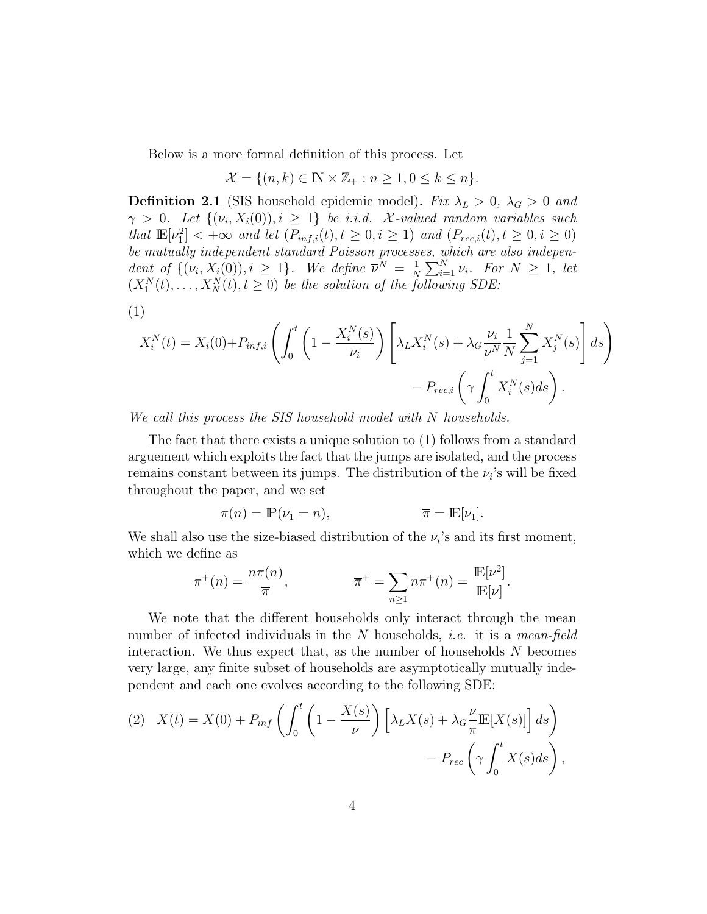Below is a more formal definition of this process. Let

$$\mathcal{X} = \{(n, k) \in \mathbb{N} \times \mathbb{Z}_+ : n \geq 1, 0 \leq k \leq n\}.$$

**Definition 2.1** (SIS household epidemic model)**.** *Fix $\lambda_L > 0$, $\lambda_G > 0$ and $\gamma > 0$. Let $\{(\nu_i, X_i(0)), i \geq 1\}$ be i.i.d. $\mathcal{X}$-valued random variables such that $\mathbb{E}[\nu_1^2] < +\infty$ and let $(P_{inf,i}(t), t \geq 0, i \geq 1)$ and $(P_{rec,i}(t), t \geq 0, i \geq 0)$ be mutually independent standard Poisson processes, which are also independent of $\{(\nu_i, X_i(0)), i \geq 1\}$. We define $\overline{\nu}^N = \frac{1}{N}\sum_{i=1}^N \nu_i$. For $N \geq 1$, let $(X_1^N(t), \ldots, X_N^N(t), t \geq 0)$ be the solution of the following SDE:*

$$X_i^N(t) = X_i(0) + P_{inf,i}\left(\int_0^t \left(1 - \frac{X_i^N(s)}{\nu_i}\right)\left[\lambda_L X_i^N(s) + \lambda_G \frac{\nu_i}{\overline{\nu}^N}\frac{1}{N}\sum_{j=1}^N X_j^N(s)\right] ds\right) - P_{rec,i}\left(\gamma \int_0^t X_i^N(s) ds\right). \tag{1}$$

*We call this process the SIS household model with $N$ households.*

The fact that there exists a unique solution to (1) follows from a standard arguement which exploits the fact that the jumps are isolated, and the process remains constant between its jumps. The distribution of the $\nu_i$'s will be fixed throughout the paper, and we set

$$\pi(n) = \mathbb{P}(\nu_1 = n), \qquad \overline{\pi} = \mathbb{E}[\nu_1].$$

We shall also use the size-biased distribution of the $\nu_i$'s and its first moment, which we define as

$$\pi^+(n) = \frac{n\pi(n)}{\overline{\pi}}, \qquad \overline{\pi}^+ = \sum_{n \geq 1} n\pi^+(n) = \frac{\mathbb{E}[\nu^2]}{\mathbb{E}[\nu]}.$$

We note that the different households only interact through the mean number of infected individuals in the $N$ households, *i.e.* it is a *mean-field* interaction. We thus expect that, as the number of households $N$ becomes very large, any finite subset of households are asymptotically mutually independent and each one evolves according to the following SDE:

$$X(t) = X(0) + P_{inf}\left(\int_0^t \left(1 - \frac{X(s)}{\nu}\right)\left[\lambda_L X(s) + \lambda_G \frac{\nu}{\overline{\pi}}\mathbb{E}[X(s)]\right] ds\right) - P_{rec}\left(\gamma \int_0^t X(s) ds\right), \tag{2}$$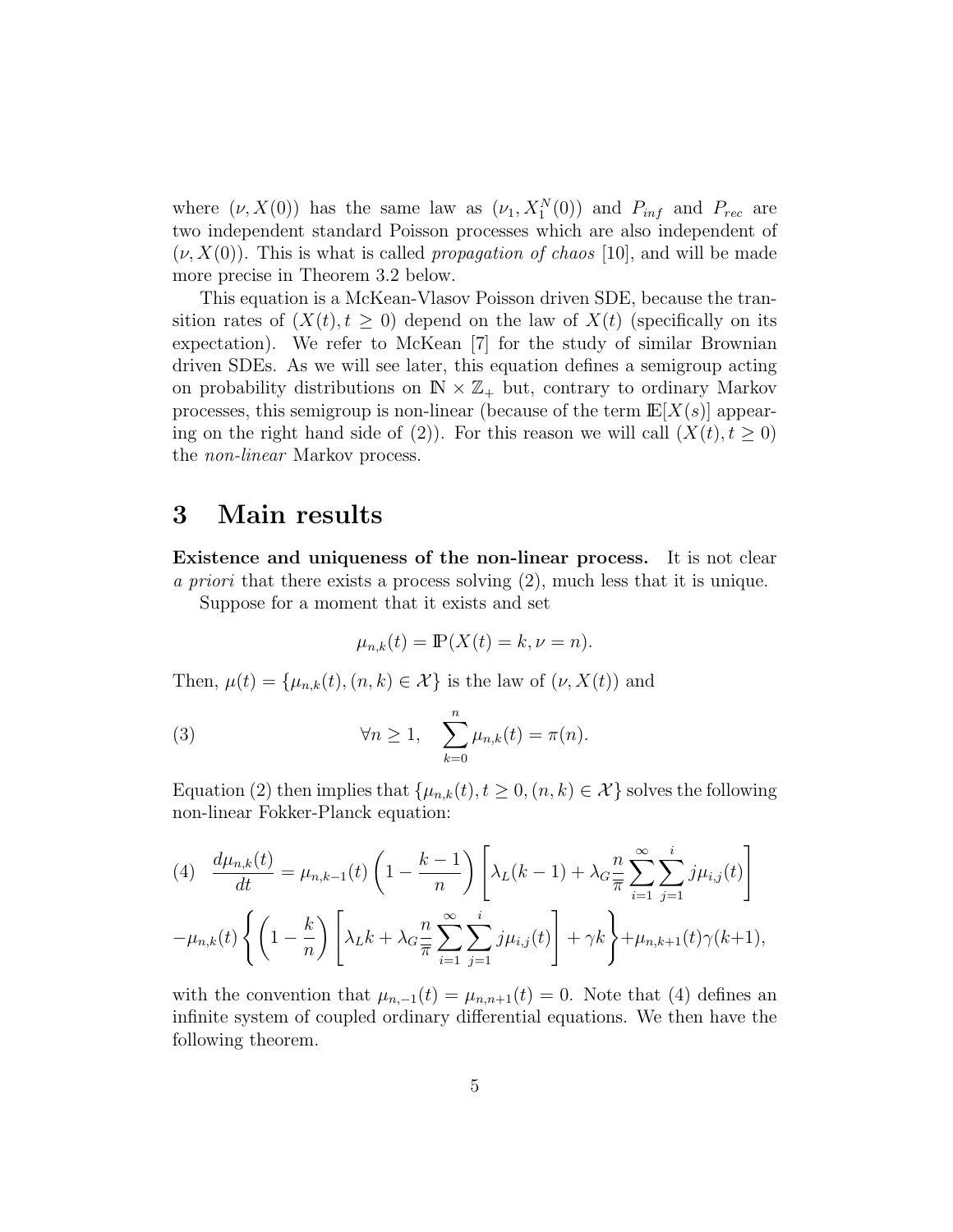where $(\nu, X(0))$ has the same law as $(\nu_1, X_1^N(0))$ and $P_{inf}$ and $P_{rec}$ are two independent standard Poisson processes which are also independent of $(\nu, X(0))$. This is what is called *propagation of chaos* [10], and will be made more precise in Theorem 3.2 below.

This equation is a McKean-Vlasov Poisson driven SDE, because the transition rates of $(X(t), t \geq 0)$ depend on the law of $X(t)$ (specifically on its expectation). We refer to McKean [7] for the study of similar Brownian driven SDEs. As we will see later, this equation defines a semigroup acting on probability distributions on $\mathbb{N} \times \mathbb{Z}_+$ but, contrary to ordinary Markov processes, this semigroup is non-linear (because of the term $\mathbb{E}[X(s)]$ appearing on the right hand side of (2)). For this reason we will call $(X(t), t \geq 0)$ the *non-linear* Markov process.

# 3 Main results

**Existence and uniqueness of the non-linear process.** It is not clear *a priori* that there exists a process solving (2), much less that it is unique.

Suppose for a moment that it exists and set

$$\mu_{n,k}(t) = \mathbb{P}(X(t) = k, \nu = n).$$

Then, $\mu(t) = \{\mu_{n,k}(t), (n,k) \in \mathcal{X}\}$ is the law of $(\nu, X(t))$ and

$$\forall n \geq 1, \quad \sum_{k=0}^{n} \mu_{n,k}(t) = \pi(n). \tag{3}$$

Equation (2) then implies that $\{\mu_{n,k}(t), t \geq 0, (n,k) \in \mathcal{X}\}$ solves the following non-linear Fokker-Planck equation:

$$\frac{d\mu_{n,k}(t)}{dt} = \mu_{n,k-1}(t)\left(1 - \frac{k-1}{n}\right)\left[\lambda_L(k-1) + \lambda_G \frac{n}{\overline{\pi}} \sum_{i=1}^{\infty}\sum_{j=1}^{i} j\mu_{i,j}(t)\right]$$
$$-\mu_{n,k}(t)\left\{\left(1 - \frac{k}{n}\right)\left[\lambda_L k + \lambda_G \frac{n}{\overline{\pi}} \sum_{i=1}^{\infty}\sum_{j=1}^{i} j\mu_{i,j}(t)\right] + \gamma k\right\} + \mu_{n,k+1}(t)\gamma(k+1), \tag{4}$$

with the convention that $\mu_{n,-1}(t) = \mu_{n,n+1}(t) = 0$. Note that (4) defines an infinite system of coupled ordinary differential equations. We then have the following theorem.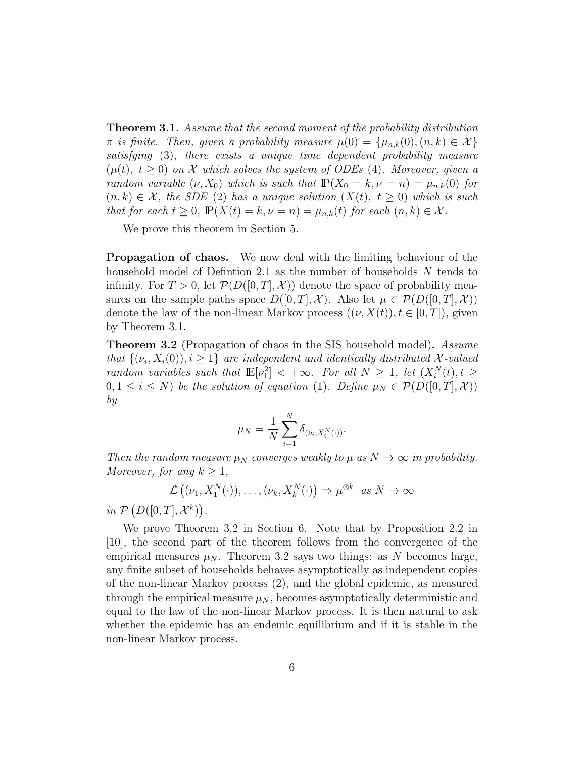**Theorem 3.1.** *Assume that the second moment of the probability distribution $\pi$ is finite. Then, given a probability measure $\mu(0) = \{\mu_{n,k}(0), (n,k) \in \mathcal{X}\}$ satisfying (3), there exists a unique time dependent probability measure $(\mu(t),\ t \geq 0)$ on $\mathcal{X}$ which solves the system of ODEs (4). Moreover, given a random variable $(\nu, X_0)$ which is such that $\mathbb{P}(X_0 = k, \nu = n) = \mu_{n,k}(0)$ for $(n,k) \in \mathcal{X}$, the SDE (2) has a unique solution $(X(t),\ t \geq 0)$ which is such that for each $t \geq 0$, $\mathbb{P}(X(t) = k, \nu = n) = \mu_{n,k}(t)$ for each $(n,k) \in \mathcal{X}$.*

We prove this theorem in Section 5.

**Propagation of chaos.** We now deal with the limiting behaviour of the household model of Defintion 2.1 as the number of households $N$ tends to infinity. For $T > 0$, let $\mathcal{P}(D([0,T], \mathcal{X}))$ denote the space of probability measures on the sample paths space $D([0,T], \mathcal{X})$. Also let $\mu \in \mathcal{P}(D([0,T], \mathcal{X}))$ denote the law of the non-linear Markov process $((\nu, X(t)), t \in [0,T])$, given by Theorem 3.1.

**Theorem 3.2** (Propagation of chaos in the SIS household model)**.** *Assume that $\{(\nu_i, X_i(0)), i \geq 1\}$ are independent and identically distributed $\mathcal{X}$-valued random variables such that $\mathbb{E}[\nu_1^2] < +\infty$. For all $N \geq 1$, let $(X_i^N(t), t \geq 0, 1 \leq i \leq N)$ be the solution of equation (1). Define $\mu_N \in \mathcal{P}(D([0,T], \mathcal{X}))$ by*

$$\mu_N = \frac{1}{N} \sum_{i=1}^{N} \delta_{(\nu_i, X_i^N(\cdot))}.$$

*Then the random measure $\mu_N$ converges weakly to $\mu$ as $N \to \infty$ in probability. Moreover, for any $k \geq 1$,*

$$\mathcal{L}\left((\nu_1, X_1^N(\cdot)), \ldots, (\nu_k, X_k^N(\cdot)\right) \Rightarrow \mu^{\otimes k} \quad as\ N \to \infty$$

*in $\mathcal{P}\left(D([0,T], \mathcal{X}^k)\right)$.*

We prove Theorem 3.2 in Section 6. Note that by Proposition 2.2 in [10], the second part of the theorem follows from the convergence of the empirical measures $\mu_N$. Theorem 3.2 says two things: as $N$ becomes large, any finite subset of households behaves asymptotically as independent copies of the non-linear Markov process (2), and the global epidemic, as measured through the empirical measure $\mu_N$, becomes asymptotically deterministic and equal to the law of the non-linear Markov process. It is then natural to ask whether the epidemic has an endemic equilibrium and if it is stable in the non-linear Markov process.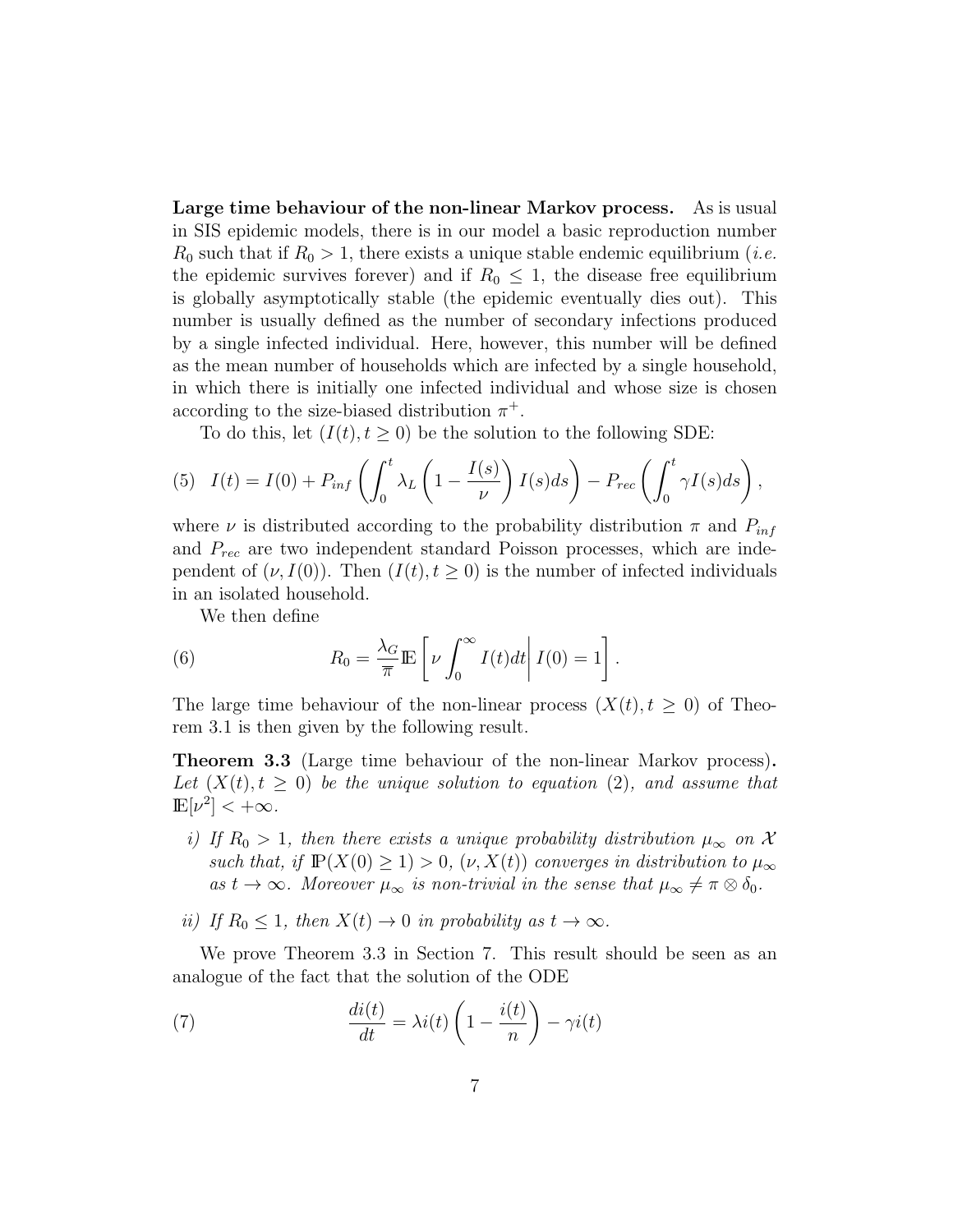**Large time behaviour of the non-linear Markov process.** As is usual in SIS epidemic models, there is in our model a basic reproduction number $R_0$ such that if $R_0 > 1$, there exists a unique stable endemic equilibrium (*i.e.* the epidemic survives forever) and if $R_0 \leq 1$, the disease free equilibrium is globally asymptotically stable (the epidemic eventually dies out). This number is usually defined as the number of secondary infections produced by a single infected individual. Here, however, this number will be defined as the mean number of households which are infected by a single household, in which there is initially one infected individual and whose size is chosen according to the size-biased distribution $\pi^+$.

To do this, let $(I(t), t \geq 0)$ be the solution to the following SDE:

$$(5) \quad I(t) = I(0) + P_{inf}\left(\int_0^t \lambda_L \left(1 - \frac{I(s)}{\nu}\right) I(s)ds\right) - P_{rec}\left(\int_0^t \gamma I(s)ds\right),$$

where $\nu$ is distributed according to the probability distribution $\pi$ and $P_{inf}$ and $P_{rec}$ are two independent standard Poisson processes, which are independent of $(\nu, I(0))$. Then $(I(t), t \geq 0)$ is the number of infected individuals in an isolated household.

We then define

$$(6) \qquad R_0 = \frac{\lambda_G}{\overline{\pi}} \mathbb{E}\left[\nu \int_0^\infty I(t)dt \,\middle|\, I(0) = 1\right].$$

The large time behaviour of the non-linear process $(X(t), t \geq 0)$ of Theorem 3.1 is then given by the following result.

**Theorem 3.3** (Large time behaviour of the non-linear Markov process)**.** *Let $(X(t), t \geq 0)$ be the unique solution to equation* (2)*, and assume that $\mathbb{E}[\nu^2] < +\infty$.*

*i) If $R_0 > 1$, then there exists a unique probability distribution $\mu_\infty$ on $\mathcal{X}$ such that, if $\mathbb{P}(X(0) \geq 1) > 0$, $(\nu, X(t))$ converges in distribution to $\mu_\infty$ as $t \to \infty$. Moreover $\mu_\infty$ is non-trivial in the sense that $\mu_\infty \neq \pi \otimes \delta_0$.*

*ii) If $R_0 \leq 1$, then $X(t) \to 0$ in probability as $t \to \infty$.*

We prove Theorem 3.3 in Section 7. This result should be seen as an analogue of the fact that the solution of the ODE

$$(7) \qquad \frac{di(t)}{dt} = \lambda i(t)\left(1 - \frac{i(t)}{n}\right) - \gamma i(t)$$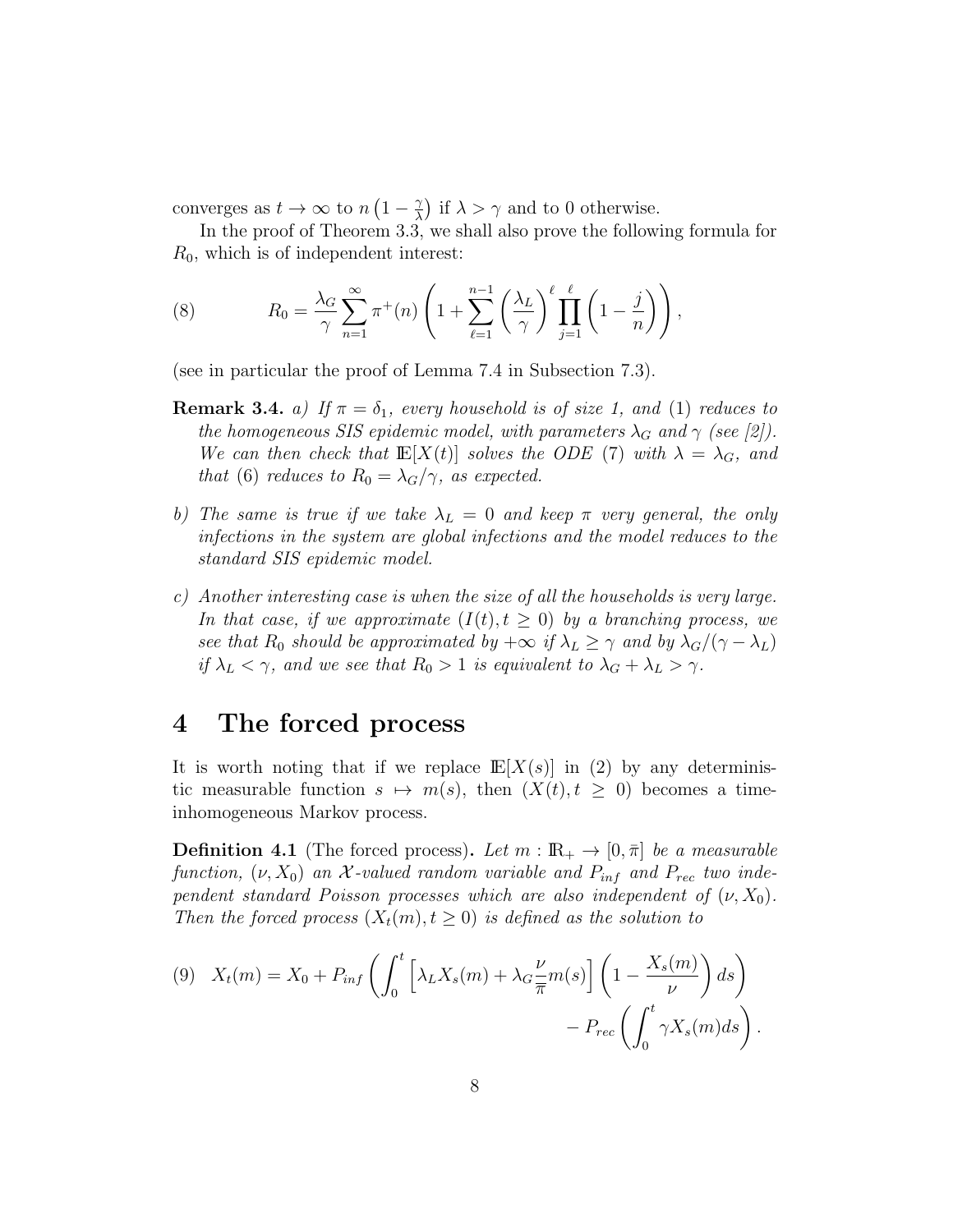converges as $t \to \infty$ to $n\left(1 - \frac{\gamma}{\lambda}\right)$ if $\lambda > \gamma$ and to 0 otherwise.

In the proof of Theorem 3.3, we shall also prove the following formula for $R_0$, which is of independent interest:

$$
R_0 = \frac{\lambda_G}{\gamma} \sum_{n=1}^{\infty} \pi^+(n) \left( 1 + \sum_{\ell=1}^{n-1} \left( \frac{\lambda_L}{\gamma} \right)^{\ell} \prod_{j=1}^{\ell} \left( 1 - \frac{j}{n} \right) \right), \tag{8}
$$

(see in particular the proof of Lemma 7.4 in Subsection 7.3).

**Remark 3.4.** *a) If $\pi = \delta_1$, every household is of size 1, and (1) reduces to the homogeneous SIS epidemic model, with parameters $\lambda_G$ and $\gamma$ (see [2]). We can then check that $\mathbb{E}[X(t)]$ solves the ODE (7) with $\lambda = \lambda_G$, and that (6) reduces to $R_0 = \lambda_G/\gamma$, as expected.*

*b) The same is true if we take $\lambda_L = 0$ and keep $\pi$ very general, the only infections in the system are global infections and the model reduces to the standard SIS epidemic model.*

*c) Another interesting case is when the size of all the households is very large. In that case, if we approximate $(I(t), t \geq 0)$ by a branching process, we see that $R_0$ should be approximated by $+\infty$ if $\lambda_L \geq \gamma$ and by $\lambda_G/(\gamma - \lambda_L)$ if $\lambda_L < \gamma$, and we see that $R_0 > 1$ is equivalent to $\lambda_G + \lambda_L > \gamma$.*

# 4 The forced process

It is worth noting that if we replace $\mathbb{E}[X(s)]$ in (2) by any deterministic measurable function $s \mapsto m(s)$, then $(X(t), t \geq 0)$ becomes a time-inhomogeneous Markov process.

**Definition 4.1** (The forced process)**.** *Let $m : \mathbb{R}_+ \to [0, \bar{\pi}]$ be a measurable function, $(\nu, X_0)$ an $\mathcal{X}$-valued random variable and $P_{inf}$ and $P_{rec}$ two independent standard Poisson processes which are also independent of $(\nu, X_0)$. Then the forced process $(X_t(m), t \geq 0)$ is defined as the solution to*

$$
X_t(m) = X_0 + P_{inf}\left( \int_0^t \left[ \lambda_L X_s(m) + \lambda_G \frac{\nu}{\bar{\pi}} m(s) \right] \left( 1 - \frac{X_s(m)}{\nu} \right) ds \right) - P_{rec}\left( \int_0^t \gamma X_s(m) ds \right). \tag{9}
$$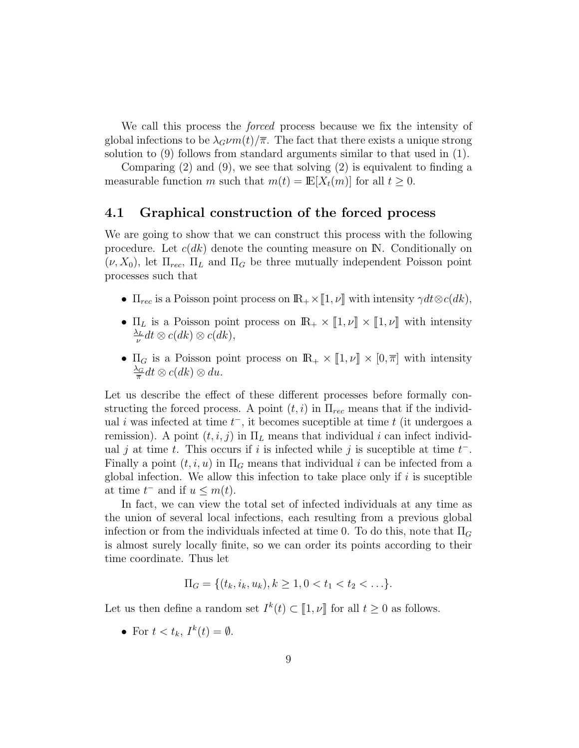We call this process the *forced* process because we fix the intensity of global infections to be $\lambda_G \nu m(t)/\overline{\pi}$. The fact that there exists a unique strong solution to (9) follows from standard arguments similar to that used in (1).

Comparing (2) and (9), we see that solving (2) is equivalent to finding a measurable function $m$ such that $m(t) = \mathbb{E}[X_t(m)]$ for all $t \geq 0$.

## 4.1 Graphical construction of the forced process

We are going to show that we can construct this process with the following procedure. Let $c(dk)$ denote the counting measure on $\mathbb{N}$. Conditionally on $(\nu, X_0)$, let $\Pi_{rec}$, $\Pi_L$ and $\Pi_G$ be three mutually independent Poisson point processes such that

- $\Pi_{rec}$ is a Poisson point process on $\mathbb{R}_+ \times [\![1, \nu]\!]$ with intensity $\gamma dt \otimes c(dk)$,
- $\Pi_L$ is a Poisson point process on $\mathbb{R}_+ \times [\![1, \nu]\!] \times [\![1, \nu]\!]$ with intensity $\frac{\lambda_L}{\nu} dt \otimes c(dk) \otimes c(dk)$,
- $\Pi_G$ is a Poisson point process on $\mathbb{R}_+ \times [\![1, \nu]\!] \times [0, \overline{\pi}]$ with intensity $\frac{\lambda_G}{\overline{\pi}} dt \otimes c(dk) \otimes du$.

Let us describe the effect of these different processes before formally constructing the forced process. A point $(t, i)$ in $\Pi_{rec}$ means that if the individual $i$ was infected at time $t^-$, it becomes suceptible at time $t$ (it undergoes a remission). A point $(t, i, j)$ in $\Pi_L$ means that individual $i$ can infect individual $j$ at time $t$. This occurs if $i$ is infected while $j$ is suceptible at time $t^-$. Finally a point $(t, i, u)$ in $\Pi_G$ means that individual $i$ can be infected from a global infection. We allow this infection to take place only if $i$ is suceptible at time $t^-$ and if $u \leq m(t)$.

In fact, we can view the total set of infected individuals at any time as the union of several local infections, each resulting from a previous global infection or from the individuals infected at time 0. To do this, note that $\Pi_G$ is almost surely locally finite, so we can order its points according to their time coordinate. Thus let

$$\Pi_G = \{(t_k, i_k, u_k), k \geq 1, 0 < t_1 < t_2 < \dots\}.$$

Let us then define a random set $I^k(t) \subset [\![1, \nu]\!]$ for all $t \geq 0$ as follows.

- For $t < t_k$, $I^k(t) = \emptyset$.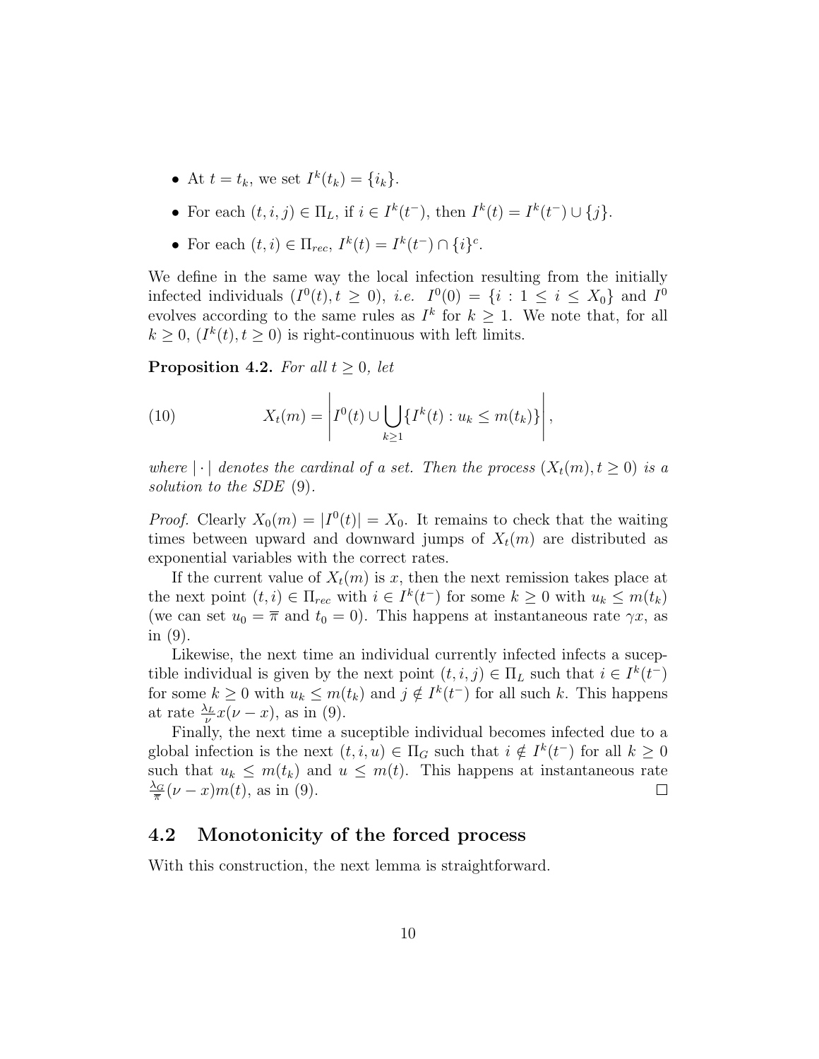- At $t = t_k$, we set $I^k(t_k) = \{i_k\}$.
- For each $(t, i, j) \in \Pi_L$, if $i \in I^k(t^-)$, then $I^k(t) = I^k(t^-) \cup \{j\}$.
- For each $(t, i) \in \Pi_{rec}$, $I^k(t) = I^k(t^-) \cap \{i\}^c$.

We define in the same way the local infection resulting from the initially infected individuals $(I^0(t), t \geq 0)$, *i.e.* $I^0(0) = \{i : 1 \leq i \leq X_0\}$ and $I^0$ evolves according to the same rules as $I^k$ for $k \geq 1$. We note that, for all $k \geq 0$, $(I^k(t), t \geq 0)$ is right-continuous with left limits.

**Proposition 4.2.** *For all $t \geq 0$, let*

$$X_t(m) = \left| I^0(t) \cup \bigcup_{k \geq 1} \{I^k(t) : u_k \leq m(t_k)\} \right|, \tag{10}$$

*where $|\cdot|$ denotes the cardinal of a set. Then the process $(X_t(m), t \geq 0)$ is a solution to the SDE (9).*

*Proof.* Clearly $X_0(m) = |I^0(t)| = X_0$. It remains to check that the waiting times between upward and downward jumps of $X_t(m)$ are distributed as exponential variables with the correct rates.

If the current value of $X_t(m)$ is $x$, then the next remission takes place at the next point $(t, i) \in \Pi_{rec}$ with $i \in I^k(t^-)$ for some $k \geq 0$ with $u_k \leq m(t_k)$ (we can set $u_0 = \overline{\pi}$ and $t_0 = 0$). This happens at instantaneous rate $\gamma x$, as in (9).

Likewise, the next time an individual currently infected infects a suceptible individual is given by the next point $(t, i, j) \in \Pi_L$ such that $i \in I^k(t^-)$ for some $k \geq 0$ with $u_k \leq m(t_k)$ and $j \notin I^k(t^-)$ for all such $k$. This happens at rate $\frac{\lambda_L}{\nu} x(\nu - x)$, as in (9).

Finally, the next time a suceptible individual becomes infected due to a global infection is the next $(t, i, u) \in \Pi_G$ such that $i \notin I^k(t^-)$ for all $k \geq 0$ such that $u_k \leq m(t_k)$ and $u \leq m(t)$. This happens at instantaneous rate $\frac{\lambda_G}{\overline{\pi}}(\nu - x)m(t)$, as in (9). $\square$

## 4.2 Monotonicity of the forced process

With this construction, the next lemma is straightforward.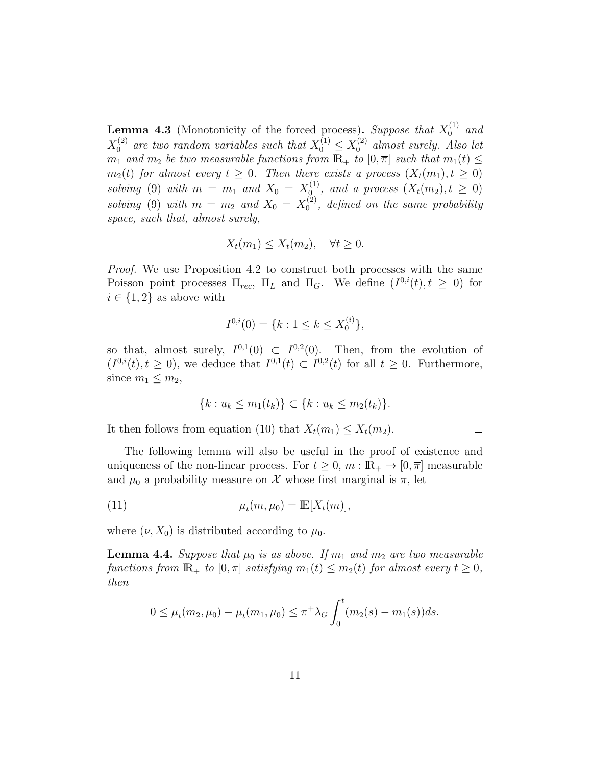**Lemma 4.3** (Monotonicity of the forced process)**.** *Suppose that $X_0^{(1)}$ and $X_0^{(2)}$ are two random variables such that $X_0^{(1)} \leq X_0^{(2)}$ almost surely. Also let $m_1$ and $m_2$ be two measurable functions from $\mathbb{R}_+$ to $[0, \overline{\pi}]$ such that $m_1(t) \leq m_2(t)$ for almost every $t \geq 0$. Then there exists a process $(X_t(m_1), t \geq 0)$ solving (9) with $m = m_1$ and $X_0 = X_0^{(1)}$, and a process $(X_t(m_2), t \geq 0)$ solving (9) with $m = m_2$ and $X_0 = X_0^{(2)}$, defined on the same probability space, such that, almost surely,*

$$X_t(m_1) \leq X_t(m_2), \quad \forall t \geq 0.$$

*Proof.* We use Proposition 4.2 to construct both processes with the same Poisson point processes $\Pi_{rec}$, $\Pi_L$ and $\Pi_G$. We define $(I^{0,i}(t), t \geq 0)$ for $i \in \{1, 2\}$ as above with

$$I^{0,i}(0) = \{k : 1 \leq k \leq X_0^{(i)}\},$$

so that, almost surely, $I^{0,1}(0) \subset I^{0,2}(0)$. Then, from the evolution of $(I^{0,i}(t), t \geq 0)$, we deduce that $I^{0,1}(t) \subset I^{0,2}(t)$ for all $t \geq 0$. Furthermore, since $m_1 \leq m_2$,

$$\{k : u_k \leq m_1(t_k)\} \subset \{k : u_k \leq m_2(t_k)\}.$$

It then follows from equation (10) that $X_t(m_1) \leq X_t(m_2)$. □

The following lemma will also be useful in the proof of existence and uniqueness of the non-linear process. For $t \geq 0$, $m : \mathbb{R}_+ \to [0, \overline{\pi}]$ measurable and $\mu_0$ a probability measure on $\mathcal{X}$ whose first marginal is $\pi$, let

$$\overline{\mu}_t(m, \mu_0) = \mathbb{E}[X_t(m)], \tag{11}$$

where $(\nu, X_0)$ is distributed according to $\mu_0$.

**Lemma 4.4.** *Suppose that $\mu_0$ is as above. If $m_1$ and $m_2$ are two measurable functions from $\mathbb{R}_+$ to $[0, \overline{\pi}]$ satisfying $m_1(t) \leq m_2(t)$ for almost every $t \geq 0$, then*

$$0 \leq \overline{\mu}_t(m_2, \mu_0) - \overline{\mu}_t(m_1, \mu_0) \leq \overline{\pi}^+ \lambda_G \int_0^t (m_2(s) - m_1(s)) ds.$$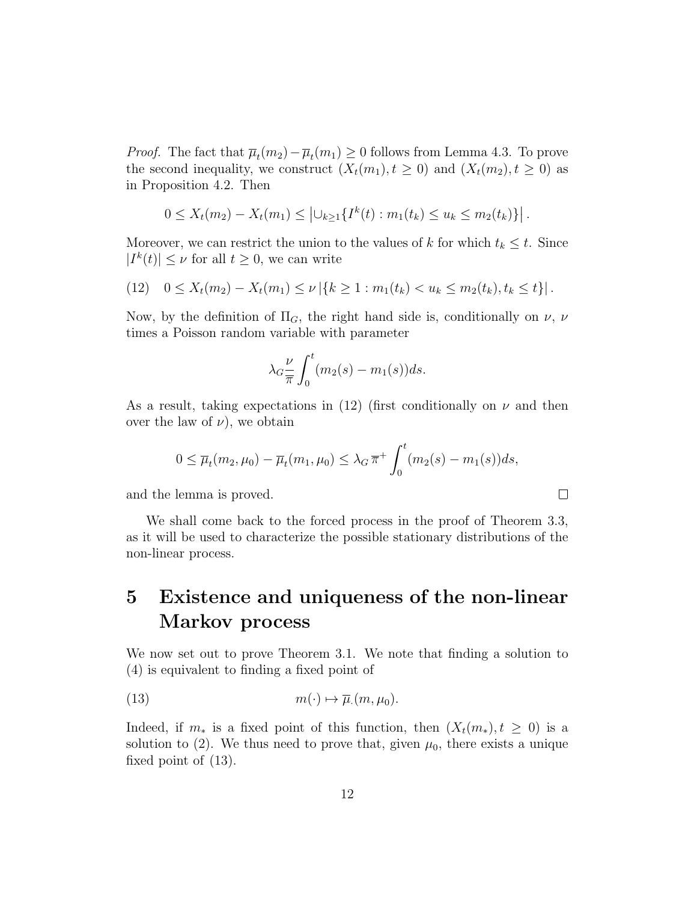*Proof.* The fact that $\overline{\mu}_t(m_2) - \overline{\mu}_t(m_1) \geq 0$ follows from Lemma 4.3. To prove the second inequality, we construct $(X_t(m_1), t \geq 0)$ and $(X_t(m_2), t \geq 0)$ as in Proposition 4.2. Then

$$0 \leq X_t(m_2) - X_t(m_1) \leq \left| \cup_{k \geq 1} \{ I^k(t) : m_1(t_k) \leq u_k \leq m_2(t_k) \} \right|.$$

Moreover, we can restrict the union to the values of $k$ for which $t_k \leq t$. Since $|I^k(t)| \leq \nu$ for all $t \geq 0$, we can write

$$0 \leq X_t(m_2) - X_t(m_1) \leq \nu \left| \{ k \geq 1 : m_1(t_k) < u_k \leq m_2(t_k), t_k \leq t \} \right|. \tag{12}$$

Now, by the definition of $\Pi_G$, the right hand side is, conditionally on $\nu$, $\nu$ times a Poisson random variable with parameter

$$\lambda_G \frac{\nu}{\overline{\overline{\pi}}} \int_0^t (m_2(s) - m_1(s)) ds.$$

As a result, taking expectations in (12) (first conditionally on $\nu$ and then over the law of $\nu$), we obtain

$$0 \leq \overline{\mu}_t(m_2, \mu_0) - \overline{\mu}_t(m_1, \mu_0) \leq \lambda_G \, \overline{\pi}^+ \int_0^t (m_2(s) - m_1(s)) ds,$$

and the lemma is proved. $\square$

We shall come back to the forced process in the proof of Theorem 3.3, as it will be used to characterize the possible stationary distributions of the non-linear process.

# 5 Existence and uniqueness of the non-linear Markov process

We now set out to prove Theorem 3.1. We note that finding a solution to (4) is equivalent to finding a fixed point of

$$m(\cdot) \mapsto \overline{\mu}_\cdot(m, \mu_0). \tag{13}$$

Indeed, if $m_*$ is a fixed point of this function, then $(X_t(m_*), t \geq 0)$ is a solution to (2). We thus need to prove that, given $\mu_0$, there exists a unique fixed point of (13).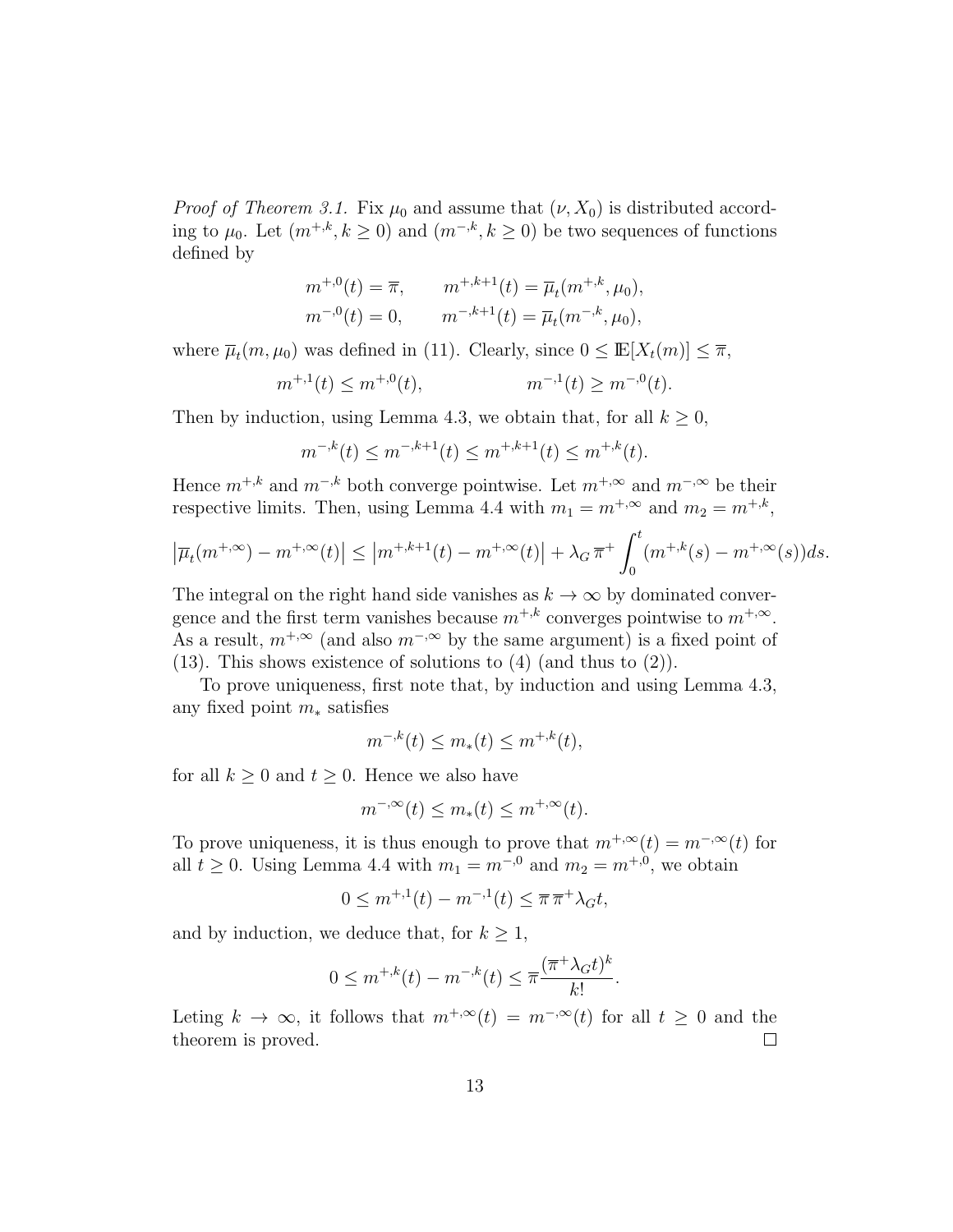*Proof of Theorem 3.1.* Fix $\mu_0$ and assume that $(\nu, X_0)$ is distributed according to $\mu_0$. Let $(m^{+,k}, k \geq 0)$ and $(m^{-,k}, k \geq 0)$ be two sequences of functions defined by

$$
\begin{aligned}
m^{+,0}(t) &= \overline{\pi}, \qquad m^{+,k+1}(t) = \overline{\mu}_t(m^{+,k}, \mu_0), \\
m^{-,0}(t) &= 0, \qquad m^{-,k+1}(t) = \overline{\mu}_t(m^{-,k}, \mu_0),
\end{aligned}
$$

where $\overline{\mu}_t(m, \mu_0)$ was defined in (11). Clearly, since $0 \leq \mathbb{E}[X_t(m)] \leq \overline{\pi}$,

$$
m^{+,1}(t) \leq m^{+,0}(t), \qquad\qquad m^{-,1}(t) \geq m^{-,0}(t).
$$

Then by induction, using Lemma 4.3, we obtain that, for all $k \geq 0$,

$$
m^{-,k}(t) \leq m^{-,k+1}(t) \leq m^{+,k+1}(t) \leq m^{+,k}(t).
$$

Hence $m^{+,k}$ and $m^{-,k}$ both converge pointwise. Let $m^{+,\infty}$ and $m^{-,\infty}$ be their respective limits. Then, using Lemma 4.4 with $m_1 = m^{+,\infty}$ and $m_2 = m^{+,k}$,

$$
\left|\overline{\mu}_t(m^{+,\infty}) - m^{+,\infty}(t)\right| \leq \left|m^{+,k+1}(t) - m^{+,\infty}(t)\right| + \lambda_G \, \overline{\pi}^+ \int_0^t (m^{+,k}(s) - m^{+,\infty}(s)) ds.
$$

The integral on the right hand side vanishes as $k \to \infty$ by dominated convergence and the first term vanishes because $m^{+,k}$ converges pointwise to $m^{+,\infty}$. As a result, $m^{+,\infty}$ (and also $m^{-,\infty}$ by the same argument) is a fixed point of (13). This shows existence of solutions to (4) (and thus to (2)).

To prove uniqueness, first note that, by induction and using Lemma 4.3, any fixed point $m_*$ satisfies

$$
m^{-,k}(t) \leq m_*(t) \leq m^{+,k}(t),
$$

for all $k \geq 0$ and $t \geq 0$. Hence we also have

$$
m^{-,\infty}(t) \leq m_*(t) \leq m^{+,\infty}(t).
$$

To prove uniqueness, it is thus enough to prove that $m^{+,\infty}(t) = m^{-,\infty}(t)$ for all $t \geq 0$. Using Lemma 4.4 with $m_1 = m^{-,0}$ and $m_2 = m^{+,0}$, we obtain

$$
0 \leq m^{+,1}(t) - m^{-,1}(t) \leq \overline{\pi}\, \overline{\pi}^+ \lambda_G t,
$$

and by induction, we deduce that, for $k \geq 1$,

$$
0 \leq m^{+,k}(t) - m^{-,k}(t) \leq \overline{\pi} \frac{(\overline{\pi}^+ \lambda_G t)^k}{k!}.
$$

Leting $k \to \infty$, it follows that $m^{+,\infty}(t) = m^{-,\infty}(t)$ for all $t \geq 0$ and the theorem is proved. □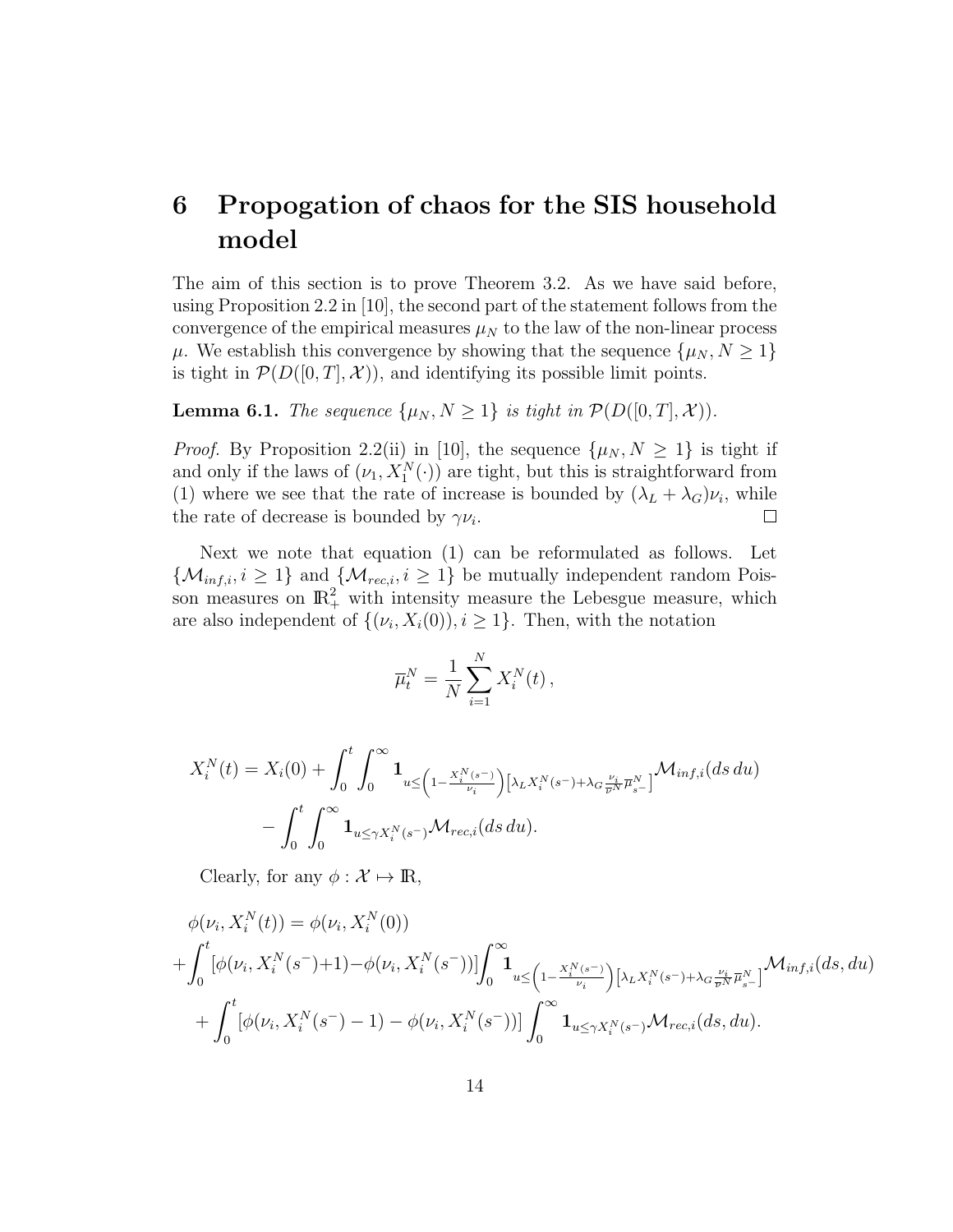# 6 Propogation of chaos for the SIS household model

The aim of this section is to prove Theorem 3.2. As we have said before, using Proposition 2.2 in [10], the second part of the statement follows from the convergence of the empirical measures $\mu_N$ to the law of the non-linear process $\mu$. We establish this convergence by showing that the sequence $\{\mu_N, N \geq 1\}$ is tight in $\mathcal{P}(D([0,T], \mathcal{X}))$, and identifying its possible limit points.

**Lemma 6.1.** *The sequence $\{\mu_N, N \geq 1\}$ is tight in $\mathcal{P}(D([0,T], \mathcal{X}))$.*

*Proof.* By Proposition 2.2(ii) in [10], the sequence $\{\mu_N, N \geq 1\}$ is tight if and only if the laws of $(\nu_1, X_1^N(\cdot))$ are tight, but this is straightforward from (1) where we see that the rate of increase is bounded by $(\lambda_L + \lambda_G)\nu_i$, while the rate of decrease is bounded by $\gamma \nu_i$. $\square$

Next we note that equation (1) can be reformulated as follows. Let $\{\mathcal{M}_{inf,i}, i \geq 1\}$ and $\{\mathcal{M}_{rec,i}, i \geq 1\}$ be mutually independent random Poisson measures on $\mathbb{R}_+^2$ with intensity measure the Lebesgue measure, which are also independent of $\{(\nu_i, X_i(0)), i \geq 1\}$. Then, with the notation

$$\overline{\mu}_t^N = \frac{1}{N} \sum_{i=1}^N X_i^N(t)\,,$$

$$X_i^N(t) = X_i(0) + \int_0^t \int_0^\infty \mathbf{1}_{u \leq \left(1 - \frac{X_i^N(s^-)}{\nu_i}\right)\left[\lambda_L X_i^N(s^-) + \lambda_G \frac{\nu_i}{\overline{\nu}^N} \overline{\mu}_{s^-}^N\right]} \mathcal{M}_{inf,i}(ds\, du)$$
$$- \int_0^t \int_0^\infty \mathbf{1}_{u \leq \gamma X_i^N(s^-)} \mathcal{M}_{rec,i}(ds\, du).$$

Clearly, for any $\phi : \mathcal{X} \mapsto \mathbb{R}$,

$$\phi(\nu_i, X_i^N(t)) = \phi(\nu_i, X_i^N(0))$$
$$+ \int_0^t [\phi(\nu_i, X_i^N(s^-)+1) - \phi(\nu_i, X_i^N(s^-))] \int_0^\infty \mathbf{1}_{u \leq \left(1 - \frac{X_i^N(s^-)}{\nu_i}\right)\left[\lambda_L X_i^N(s^-) + \lambda_G \frac{\nu_i}{\overline{\nu}^N} \overline{\mu}_{s^-}^N\right]} \mathcal{M}_{inf,i}(ds, du)$$
$$+ \int_0^t [\phi(\nu_i, X_i^N(s^-) - 1) - \phi(\nu_i, X_i^N(s^-))] \int_0^\infty \mathbf{1}_{u \leq \gamma X_i^N(s^-)} \mathcal{M}_{rec,i}(ds, du).$$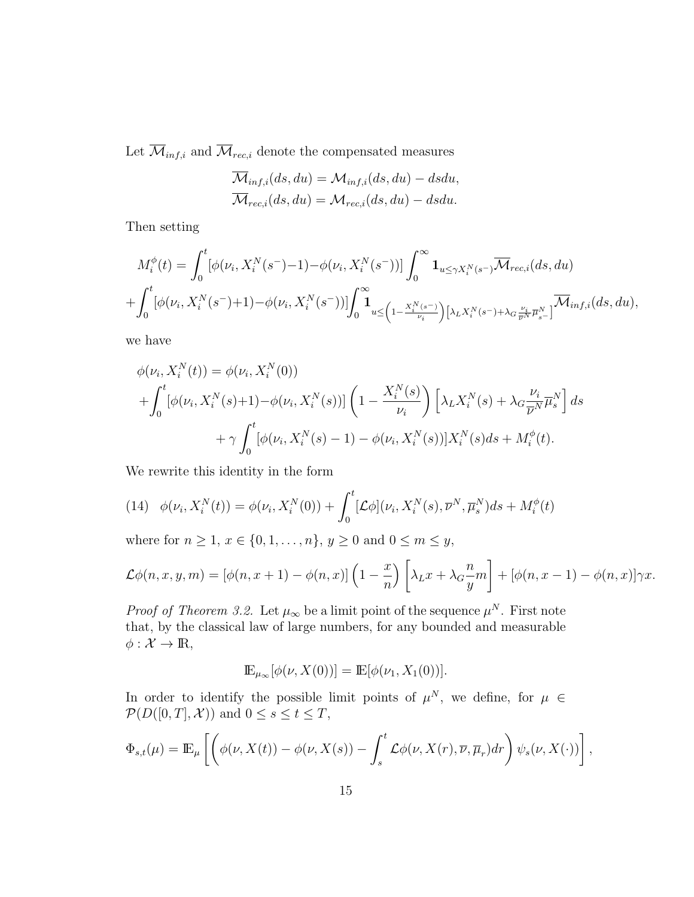Let $\overline{\mathcal{M}}_{inf,i}$ and $\overline{\mathcal{M}}_{rec,i}$ denote the compensated measures

$$\overline{\mathcal{M}}_{inf,i}(ds,du) = \mathcal{M}_{inf,i}(ds,du) - dsdu,$$
$$\overline{\mathcal{M}}_{rec,i}(ds,du) = \mathcal{M}_{rec,i}(ds,du) - dsdu.$$

Then setting

$$M_i^\phi(t) = \int_0^t [\phi(\nu_i, X_i^N(s^-)-1) - \phi(\nu_i, X_i^N(s^-))] \int_0^\infty \mathbf{1}_{u \le \gamma X_i^N(s^-)} \overline{\mathcal{M}}_{rec,i}(ds,du)$$
$$+ \int_0^t [\phi(\nu_i, X_i^N(s^-)+1) - \phi(\nu_i, X_i^N(s^-))] \int_0^\infty \mathbf{1}_{u \le \left(1 - \frac{X_i^N(s^-)}{\nu_i}\right)\left[\lambda_L X_i^N(s^-) + \lambda_G \frac{\nu_i}{\overline{\nu}^N} \overline{\mu}^N_{s-}\right]} \overline{\mathcal{M}}_{inf,i}(ds,du),$$

we have

$$\phi(\nu_i, X_i^N(t)) = \phi(\nu_i, X_i^N(0))$$
$$+ \int_0^t [\phi(\nu_i, X_i^N(s)+1) - \phi(\nu_i, X_i^N(s))] \left(1 - \frac{X_i^N(s)}{\nu_i}\right) \left[\lambda_L X_i^N(s) + \lambda_G \frac{\nu_i}{\overline{\nu}^N} \overline{\mu}^N_s\right] ds$$
$$+ \gamma \int_0^t [\phi(\nu_i, X_i^N(s)-1) - \phi(\nu_i, X_i^N(s))] X_i^N(s) ds + M_i^\phi(t).$$

We rewrite this identity in the form

$$\phi(\nu_i, X_i^N(t)) = \phi(\nu_i, X_i^N(0)) + \int_0^t [\mathcal{L}\phi](\nu_i, X_i^N(s), \overline{\nu}^N, \overline{\mu}^N_s) ds + M_i^\phi(t) \tag{14}$$

where for $n \ge 1$, $x \in \{0, 1, \ldots, n\}$, $y \ge 0$ and $0 \le m \le y$,

$$\mathcal{L}\phi(n,x,y,m) = [\phi(n,x+1) - \phi(n,x)]\left(1 - \frac{x}{n}\right)\left[\lambda_L x + \lambda_G \frac{n}{y} m\right] + [\phi(n,x-1) - \phi(n,x)]\gamma x.$$

*Proof of Theorem 3.2.* Let $\mu_\infty$ be a limit point of the sequence $\mu^N$. First note that, by the classical law of large numbers, for any bounded and measurable $\phi : \mathcal{X} \to \mathbb{R}$,

$$\mathbb{E}_{\mu_\infty}[\phi(\nu, X(0))] = \mathbb{E}[\phi(\nu_1, X_1(0))].$$

In order to identify the possible limit points of $\mu^N$, we define, for $\mu \in \mathcal{P}(D([0,T], \mathcal{X}))$ and $0 \le s \le t \le T$,

$$\Phi_{s,t}(\mu) = \mathbb{E}_\mu \left[ \left( \phi(\nu, X(t)) - \phi(\nu, X(s)) - \int_s^t \mathcal{L}\phi(\nu, X(r), \overline{\nu}, \overline{\mu}_r) dr \right) \psi_s(\nu, X(\cdot)) \right],$$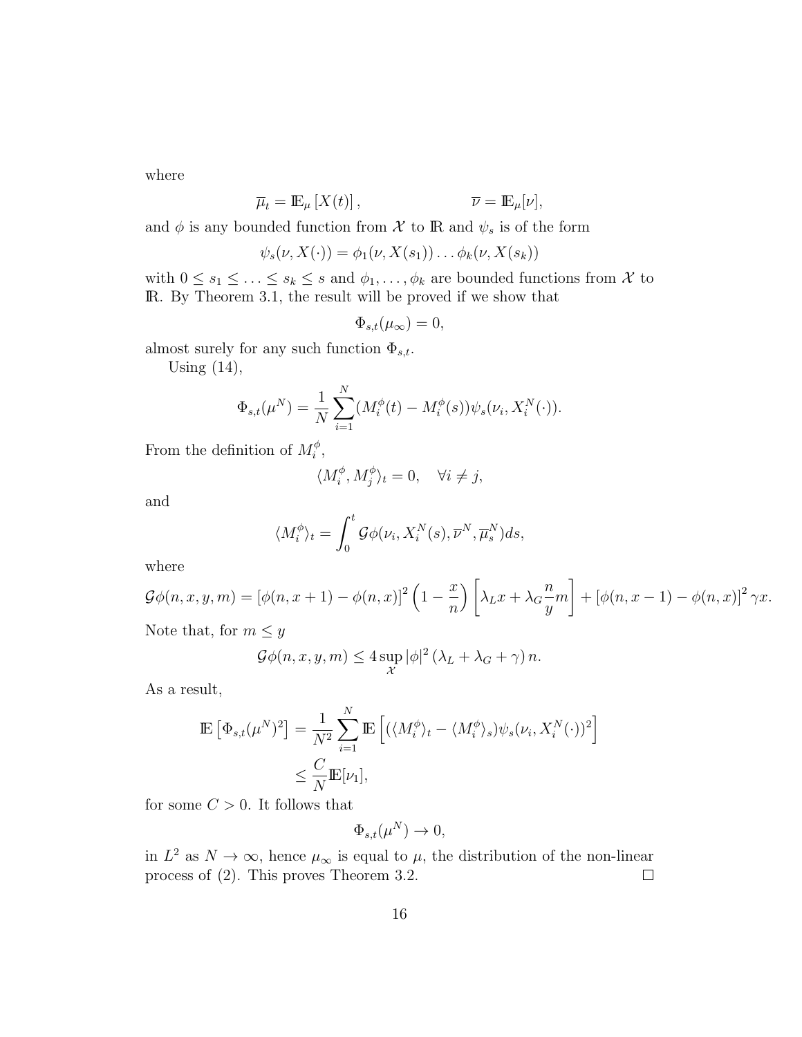where

$$\overline{\mu}_t = \mathbb{E}_\mu\left[X(t)\right], \qquad\qquad \overline{\nu} = \mathbb{E}_\mu[\nu],$$

and $\phi$ is any bounded function from $\mathcal{X}$ to $\mathbb{R}$ and $\psi_s$ is of the form

$$\psi_s(\nu, X(\cdot)) = \phi_1(\nu, X(s_1)) \ldots \phi_k(\nu, X(s_k))$$

with $0 \leq s_1 \leq \ldots \leq s_k \leq s$ and $\phi_1, \ldots, \phi_k$ are bounded functions from $\mathcal{X}$ to $\mathbb{R}$. By Theorem 3.1, the result will be proved if we show that

$$\Phi_{s,t}(\mu_\infty) = 0,$$

almost surely for any such function $\Phi_{s,t}$.

Using (14),

$$\Phi_{s,t}(\mu^N) = \frac{1}{N}\sum_{i=1}^{N}(M_i^\phi(t) - M_i^\phi(s))\psi_s(\nu_i, X_i^N(\cdot)).$$

From the definition of $M_i^\phi$,

$$\langle M_i^\phi, M_j^\phi\rangle_t = 0, \quad \forall i \neq j,$$

and

$$\langle M_i^\phi\rangle_t = \int_0^t \mathcal{G}\phi(\nu_i, X_i^N(s), \overline{\nu}^N, \overline{\mu}_s^N)ds,$$

where

$$\mathcal{G}\phi(n,x,y,m) = \left[\phi(n,x+1) - \phi(n,x)\right]^2\left(1 - \frac{x}{n}\right)\left[\lambda_L x + \lambda_G \frac{n}{y} m\right] + \left[\phi(n,x-1) - \phi(n,x)\right]^2 \gamma x.$$

Note that, for $m \leq y$

$$\mathcal{G}\phi(n,x,y,m) \leq 4\sup_{\mathcal{X}}|\phi|^2\left(\lambda_L + \lambda_G + \gamma\right)n.$$

As a result,

$$\begin{aligned}
\mathbb{E}\left[\Phi_{s,t}(\mu^N)^2\right] &= \frac{1}{N^2}\sum_{i=1}^{N}\mathbb{E}\left[(\langle M_i^\phi\rangle_t - \langle M_i^\phi\rangle_s)\psi_s(\nu_i, X_i^N(\cdot))^2\right] \\
&\leq \frac{C}{N}\mathbb{E}[\nu_1],
\end{aligned}$$

for some $C > 0$. It follows that

$$\Phi_{s,t}(\mu^N) \to 0,$$

in $L^2$ as $N \to \infty$, hence $\mu_\infty$ is equal to $\mu$, the distribution of the non-linear process of (2). This proves Theorem 3.2. $\square$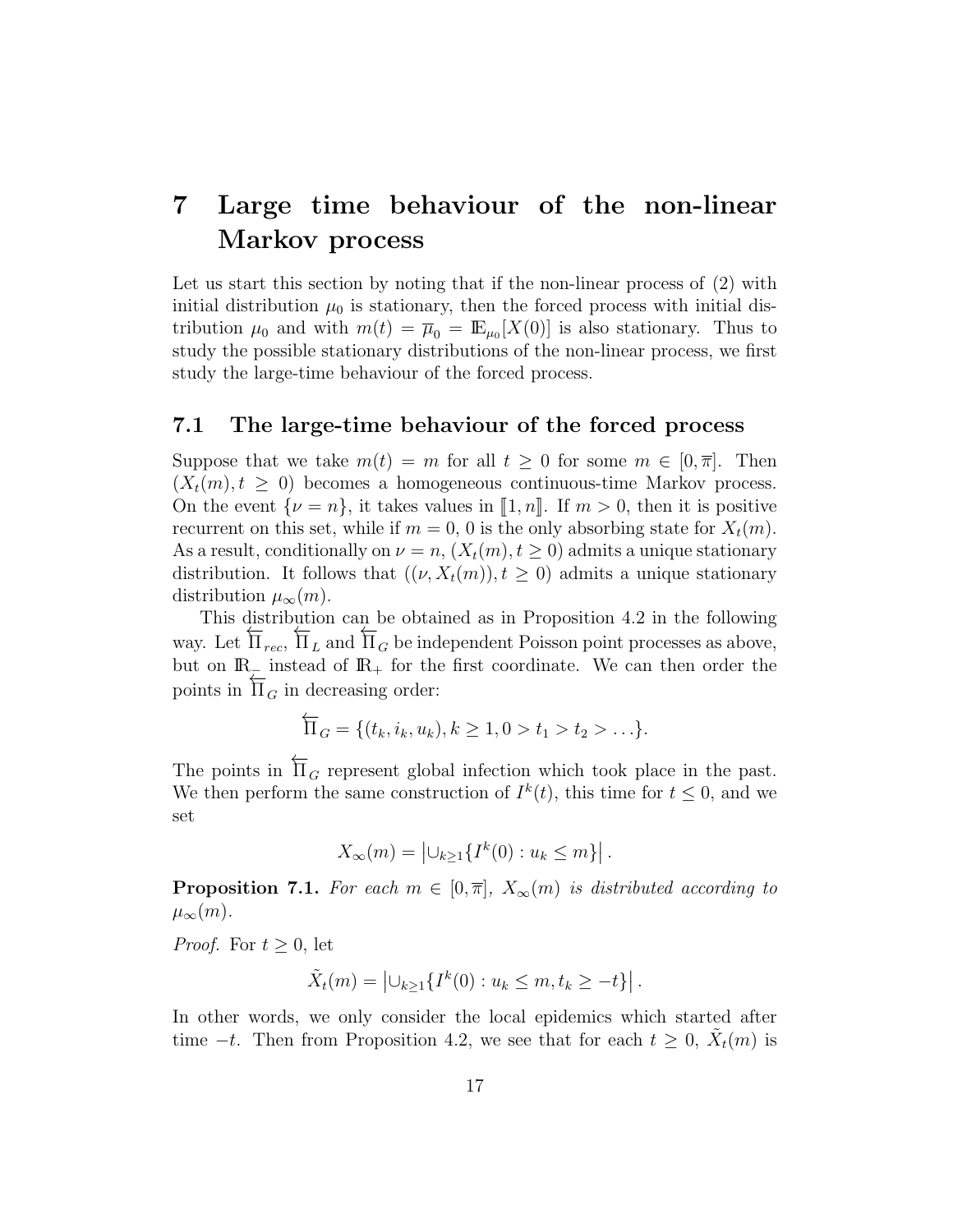# 7 Large time behaviour of the non-linear Markov process

Let us start this section by noting that if the non-linear process of (2) with initial distribution $\mu_0$ is stationary, then the forced process with initial distribution $\mu_0$ and with $m(t) = \overline{\mu}_0 = \mathbb{E}_{\mu_0}[X(0)]$ is also stationary. Thus to study the possible stationary distributions of the non-linear process, we first study the large-time behaviour of the forced process.

## 7.1 The large-time behaviour of the forced process

Suppose that we take $m(t) = m$ for all $t \geq 0$ for some $m \in [0, \overline{\pi}]$. Then $(X_t(m), t \geq 0)$ becomes a homogeneous continuous-time Markov process. On the event $\{\nu = n\}$, it takes values in $[\![1, n]\!]$. If $m > 0$, then it is positive recurrent on this set, while if $m = 0$, 0 is the only absorbing state for $X_t(m)$. As a result, conditionally on $\nu = n$, $(X_t(m), t \geq 0)$ admits a unique stationary distribution. It follows that $((\nu, X_t(m)), t \geq 0)$ admits a unique stationary distribution $\mu_\infty(m)$.

This distribution can be obtained as in Proposition 4.2 in the following way. Let $\overleftarrow{\Pi}_{rec}$, $\overleftarrow{\Pi}_L$ and $\overleftarrow{\Pi}_G$ be independent Poisson point processes as above, but on $\mathbb{R}_-$ instead of $\mathbb{R}_+$ for the first coordinate. We can then order the points in $\overleftarrow{\Pi}_G$ in decreasing order:

$$\overleftarrow{\Pi}_G = \{(t_k, i_k, u_k), k \geq 1, 0 > t_1 > t_2 > \ldots\}.$$

The points in $\overleftarrow{\Pi}_G$ represent global infection which took place in the past. We then perform the same construction of $I^k(t)$, this time for $t \leq 0$, and we set

$$X_\infty(m) = \left| \cup_{k \geq 1} \{I^k(0) : u_k \leq m\} \right|.$$

**Proposition 7.1.** *For each $m \in [0, \overline{\pi}]$, $X_\infty(m)$ is distributed according to $\mu_\infty(m)$.*

*Proof.* For $t \geq 0$, let

$$\tilde{X}_t(m) = \left| \cup_{k \geq 1} \{I^k(0) : u_k \leq m, t_k \geq -t\} \right|.$$

In other words, we only consider the local epidemics which started after time $-t$. Then from Proposition 4.2, we see that for each $t \geq 0$, $\tilde{X}_t(m)$ is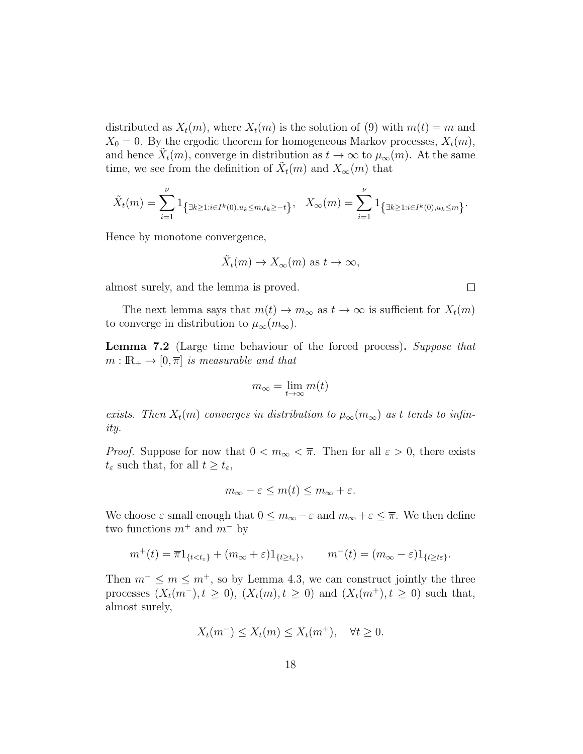distributed as $X_t(m)$, where $X_t(m)$ is the solution of (9) with $m(t) = m$ and $X_0 = 0$. By the ergodic theorem for homogeneous Markov processes, $X_t(m)$, and hence $\tilde{X}_t(m)$, converge in distribution as $t \to \infty$ to $\mu_\infty(m)$. At the same time, we see from the definition of $\tilde{X}_t(m)$ and $X_\infty(m)$ that

$$\tilde{X}_t(m) = \sum_{i=1}^{\nu} 1_{\left\{\exists k \geq 1 : i \in I^k(0), u_k \leq m, t_k \geq -t\right\}}, \quad X_\infty(m) = \sum_{i=1}^{\nu} 1_{\left\{\exists k \geq 1 : i \in I^k(0), u_k \leq m\right\}}.$$

Hence by monotone convergence,

$$\tilde{X}_t(m) \to X_\infty(m) \text{ as } t \to \infty,$$

almost surely, and the lemma is proved. □

The next lemma says that $m(t) \to m_\infty$ as $t \to \infty$ is sufficient for $X_t(m)$ to converge in distribution to $\mu_\infty(m_\infty)$.

**Lemma 7.2** (Large time behaviour of the forced process)**.** *Suppose that $m : \mathbb{R}_+ \to [0, \overline{\pi}]$ is measurable and that*

$$m_\infty = \lim_{t \to \infty} m(t)$$

*exists. Then $X_t(m)$ converges in distribution to $\mu_\infty(m_\infty)$ as $t$ tends to infinity.*

*Proof.* Suppose for now that $0 < m_\infty < \overline{\pi}$. Then for all $\varepsilon > 0$, there exists $t_\varepsilon$ such that, for all $t \geq t_\varepsilon$,

$$m_\infty - \varepsilon \leq m(t) \leq m_\infty + \varepsilon.$$

We choose $\varepsilon$ small enough that $0 \leq m_\infty - \varepsilon$ and $m_\infty + \varepsilon \leq \overline{\pi}$. We then define two functions $m^+$ and $m^-$ by

$$m^+(t) = \overline{\pi} 1_{\{t < t_\varepsilon\}} + (m_\infty + \varepsilon) 1_{\{t \geq t_\varepsilon\}}, \qquad m^-(t) = (m_\infty - \varepsilon) 1_{\{t \geq t\varepsilon\}}.$$

Then $m^- \leq m \leq m^+$, so by Lemma 4.3, we can construct jointly the three processes $(X_t(m^-), t \geq 0)$, $(X_t(m), t \geq 0)$ and $(X_t(m^+), t \geq 0)$ such that, almost surely,

$$X_t(m^-) \leq X_t(m) \leq X_t(m^+), \quad \forall t \geq 0.$$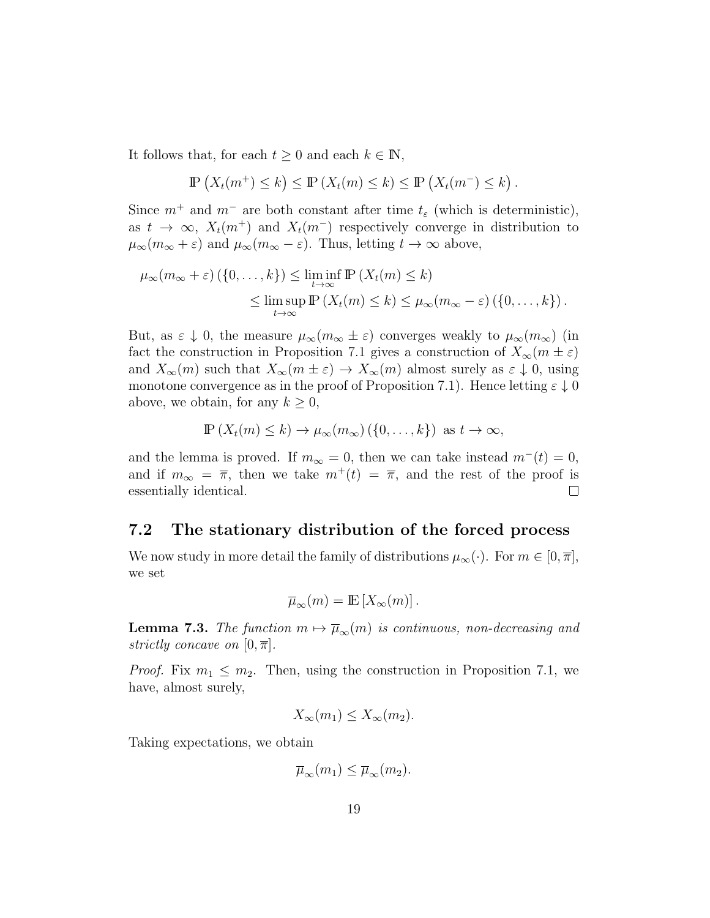It follows that, for each $t \geq 0$ and each $k \in \mathbb{N}$,

$$\mathbb{P}\left(X_t(m^+) \leq k\right) \leq \mathbb{P}\left(X_t(m) \leq k\right) \leq \mathbb{P}\left(X_t(m^-) \leq k\right).$$

Since $m^+$ and $m^-$ are both constant after time $t_\varepsilon$ (which is deterministic), as $t \to \infty$, $X_t(m^+)$ and $X_t(m^-)$ respectively converge in distribution to $\mu_\infty(m_\infty + \varepsilon)$ and $\mu_\infty(m_\infty - \varepsilon)$. Thus, letting $t \to \infty$ above,

$$\begin{aligned}\mu_\infty(m_\infty + \varepsilon)\left(\{0, \ldots, k\}\right) &\leq \liminf_{t\to\infty} \mathbb{P}\left(X_t(m) \leq k\right) \\ &\leq \limsup_{t\to\infty} \mathbb{P}\left(X_t(m) \leq k\right) \leq \mu_\infty(m_\infty - \varepsilon)\left(\{0, \ldots, k\}\right).\end{aligned}$$

But, as $\varepsilon \downarrow 0$, the measure $\mu_\infty(m_\infty \pm \varepsilon)$ converges weakly to $\mu_\infty(m_\infty)$ (in fact the construction in Proposition 7.1 gives a construction of $X_\infty(m \pm \varepsilon)$ and $X_\infty(m)$ such that $X_\infty(m \pm \varepsilon) \to X_\infty(m)$ almost surely as $\varepsilon \downarrow 0$, using monotone convergence as in the proof of Proposition 7.1). Hence letting $\varepsilon \downarrow 0$ above, we obtain, for any $k \geq 0$,

$$\mathbb{P}\left(X_t(m) \leq k\right) \to \mu_\infty(m_\infty)\left(\{0, \ldots, k\}\right) \text{ as } t \to \infty,$$

and the lemma is proved. If $m_\infty = 0$, then we can take instead $m^-(t) = 0$, and if $m_\infty = \overline{\pi}$, then we take $m^+(t) = \overline{\pi}$, and the rest of the proof is essentially identical. □

## 7.2 The stationary distribution of the forced process

We now study in more detail the family of distributions $\mu_\infty(\cdot)$. For $m \in [0, \overline{\pi}]$, we set

$$\overline{\mu}_\infty(m) = \mathbb{E}\left[X_\infty(m)\right].$$

**Lemma 7.3.** *The function $m \mapsto \overline{\mu}_\infty(m)$ is continuous, non-decreasing and strictly concave on $[0, \overline{\pi}]$.*

*Proof.* Fix $m_1 \leq m_2$. Then, using the construction in Proposition 7.1, we have, almost surely,

$$X_\infty(m_1) \leq X_\infty(m_2).$$

Taking expectations, we obtain

$$\overline{\mu}_\infty(m_1) \leq \overline{\mu}_\infty(m_2).$$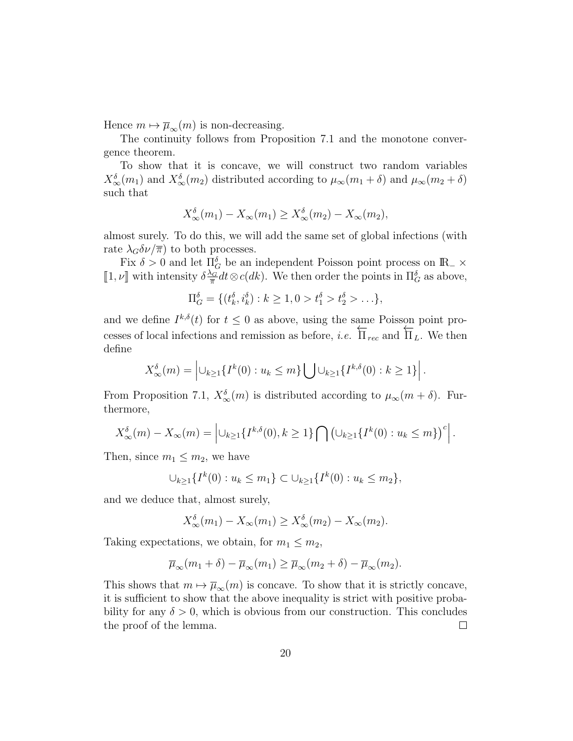Hence $m \mapsto \overline{\mu}_\infty(m)$ is non-decreasing.

The continuity follows from Proposition 7.1 and the monotone convergence theorem.

To show that it is concave, we will construct two random variables $X_\infty^\delta(m_1)$ and $X_\infty^\delta(m_2)$ distributed according to $\mu_\infty(m_1+\delta)$ and $\mu_\infty(m_2+\delta)$ such that

$$X_\infty^\delta(m_1) - X_\infty(m_1) \geq X_\infty^\delta(m_2) - X_\infty(m_2),$$

almost surely. To do this, we will add the same set of global infections (with rate $\lambda_G \delta \nu / \overline{\pi}$) to both processes.

Fix $\delta > 0$ and let $\Pi_G^\delta$ be an independent Poisson point process on $\mathbb{R}_- \times [\![1,\nu]\!]$ with intensity $\delta \frac{\lambda_G}{\overline{\pi}} dt \otimes c(dk)$. We then order the points in $\Pi_G^\delta$ as above,

$$\Pi_G^\delta = \{(t_k^\delta, i_k^\delta) : k \geq 1, 0 > t_1^\delta > t_2^\delta > \ldots\},$$

and we define $I^{k,\delta}(t)$ for $t \leq 0$ as above, using the same Poisson point processes of local infections and remission as before, *i.e.* $\overleftarrow{\Pi}_{rec}$ and $\overleftarrow{\Pi}_L$. We then define

$$X_\infty^\delta(m) = \left| \cup_{k\geq 1}\{I^k(0) : u_k \leq m\} \bigcup \cup_{k\geq 1}\{I^{k,\delta}(0) : k \geq 1\} \right|.$$

From Proposition 7.1, $X_\infty^\delta(m)$ is distributed according to $\mu_\infty(m+\delta)$. Furthermore,

$$X_\infty^\delta(m) - X_\infty(m) = \left| \cup_{k\geq 1}\{I^{k,\delta}(0), k \geq 1\} \bigcap \left(\cup_{k\geq 1}\{I^k(0) : u_k \leq m\}\right)^c \right|.$$

Then, since $m_1 \leq m_2$, we have

$$\cup_{k\geq 1}\{I^k(0) : u_k \leq m_1\} \subset \cup_{k\geq 1}\{I^k(0) : u_k \leq m_2\},$$

and we deduce that, almost surely,

$$X_\infty^\delta(m_1) - X_\infty(m_1) \geq X_\infty^\delta(m_2) - X_\infty(m_2).$$

Taking expectations, we obtain, for $m_1 \leq m_2$,

$$\overline{\mu}_\infty(m_1+\delta) - \overline{\mu}_\infty(m_1) \geq \overline{\mu}_\infty(m_2+\delta) - \overline{\mu}_\infty(m_2).$$

This shows that $m \mapsto \overline{\mu}_\infty(m)$ is concave. To show that it is strictly concave, it is sufficient to show that the above inequality is strict with positive probability for any $\delta > 0$, which is obvious from our construction. This concludes the proof of the lemma. $\square$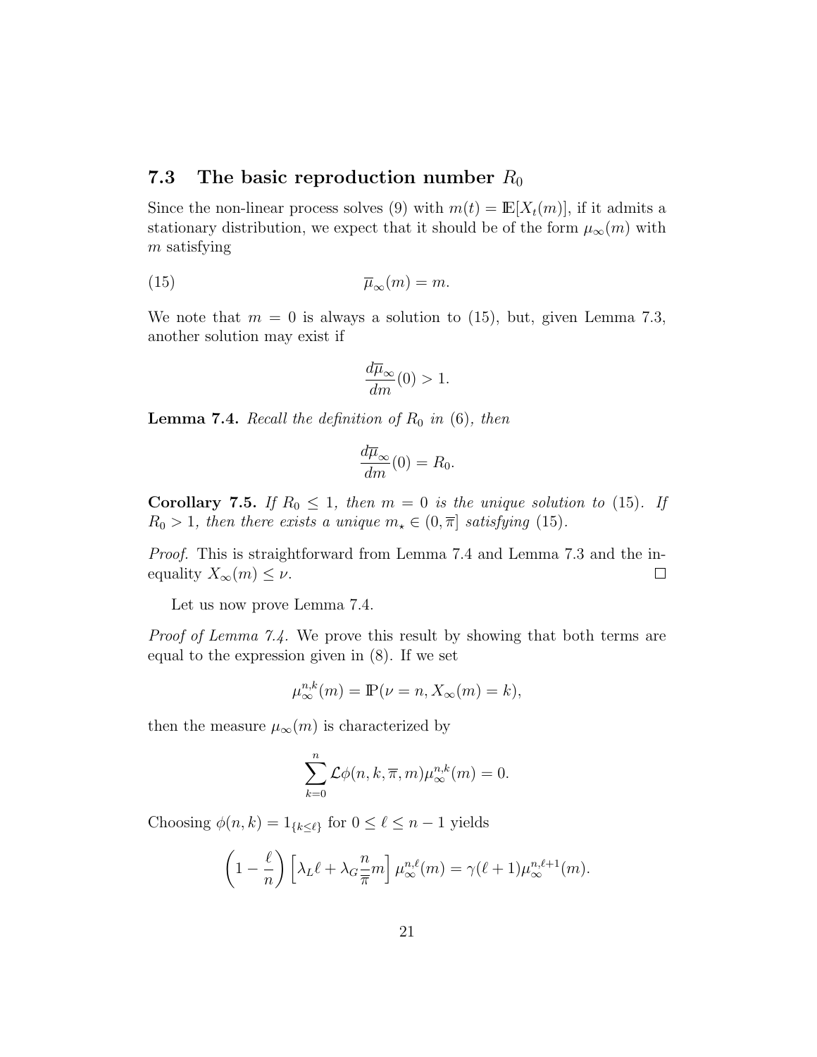### 7.3 The basic reproduction number $R_0$

Since the non-linear process solves (9) with $m(t) = \mathbb{E}[X_t(m)]$, if it admits a stationary distribution, we expect that it should be of the form $\mu_\infty(m)$ with $m$ satisfying

$$\overline{\mu}_\infty(m) = m. \tag{15}$$

We note that $m = 0$ is always a solution to (15), but, given Lemma 7.3, another solution may exist if

$$\frac{d\overline{\mu}_\infty}{dm}(0) > 1.$$

**Lemma 7.4.** *Recall the definition of $R_0$ in (6), then*

$$\frac{d\overline{\mu}_\infty}{dm}(0) = R_0.$$

**Corollary 7.5.** *If $R_0 \leq 1$, then $m = 0$ is the unique solution to (15). If $R_0 > 1$, then there exists a unique $m_\star \in (0, \overline{\pi}]$ satisfying (15).*

*Proof.* This is straightforward from Lemma 7.4 and Lemma 7.3 and the inequality $X_\infty(m) \leq \nu$. ∎

Let us now prove Lemma 7.4.

*Proof of Lemma 7.4.* We prove this result by showing that both terms are equal to the expression given in (8). If we set

$$\mu_\infty^{n,k}(m) = \mathbb{P}(\nu = n, X_\infty(m) = k),$$

then the measure $\mu_\infty(m)$ is characterized by

$$\sum_{k=0}^{n} \mathcal{L}\phi(n, k, \overline{\pi}, m)\mu_\infty^{n,k}(m) = 0.$$

Choosing $\phi(n, k) = 1_{\{k \leq \ell\}}$ for $0 \leq \ell \leq n - 1$ yields

$$\left(1 - \frac{\ell}{n}\right)\left[\lambda_L \ell + \lambda_G \frac{n}{\overline{\pi}} m\right]\mu_\infty^{n,\ell}(m) = \gamma(\ell + 1)\mu_\infty^{n,\ell+1}(m).$$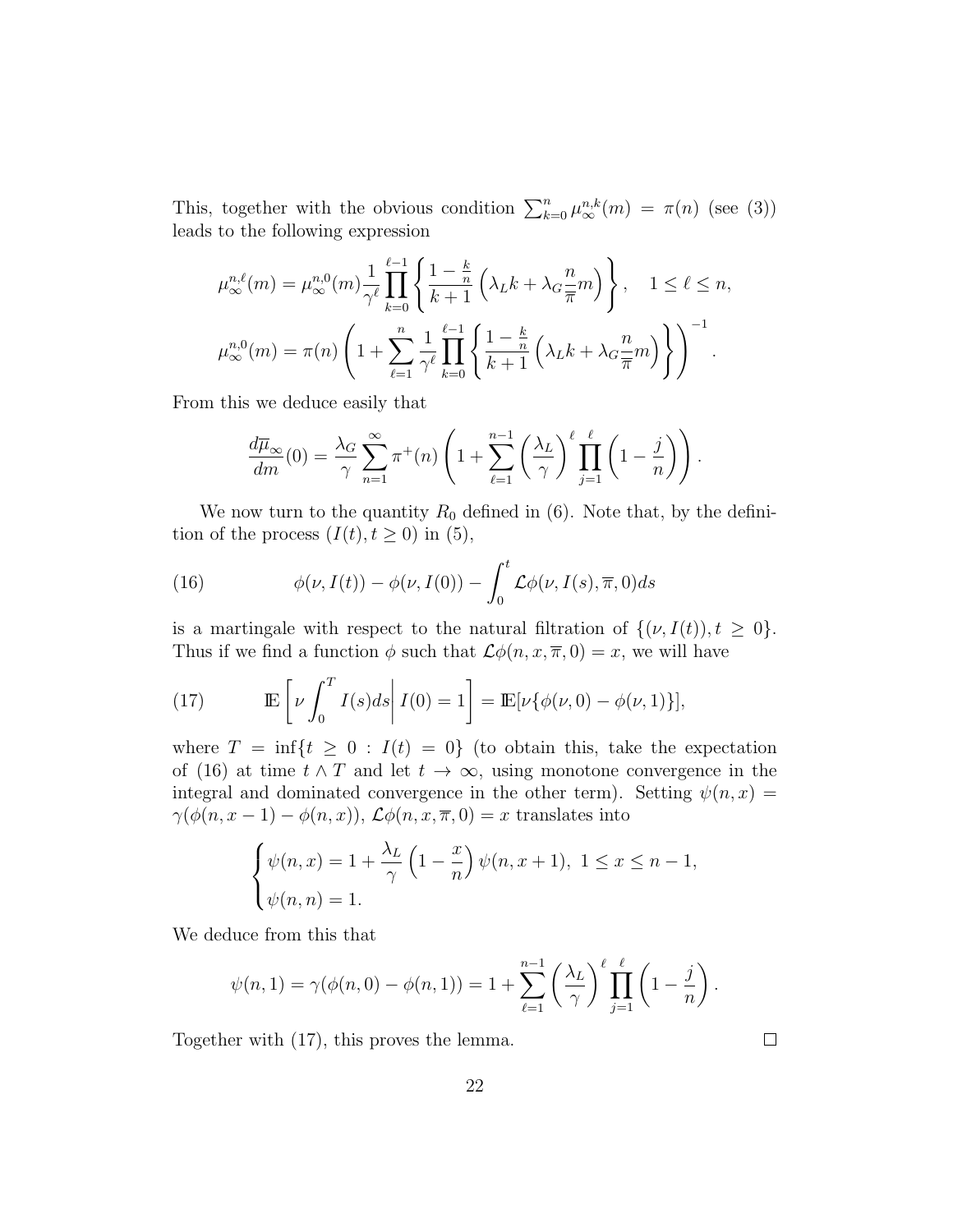This, together with the obvious condition $\sum_{k=0}^{n} \mu_\infty^{n,k}(m) = \pi(n)$ (see (3)) leads to the following expression

$$\mu_\infty^{n,\ell}(m) = \mu_\infty^{n,0}(m) \frac{1}{\gamma^\ell} \prod_{k=0}^{\ell-1} \left\{ \frac{1-\frac{k}{n}}{k+1} \left( \lambda_L k + \lambda_G \frac{n}{\overline{\pi}} m \right) \right\}, \quad 1 \leq \ell \leq n,$$

$$\mu_\infty^{n,0}(m) = \pi(n) \left( 1 + \sum_{\ell=1}^{n} \frac{1}{\gamma^\ell} \prod_{k=0}^{\ell-1} \left\{ \frac{1-\frac{k}{n}}{k+1} \left( \lambda_L k + \lambda_G \frac{n}{\overline{\pi}} m \right) \right\} \right)^{-1}.$$

From this we deduce easily that

$$\frac{d\overline{\mu}_\infty}{dm}(0) = \frac{\lambda_G}{\gamma} \sum_{n=1}^{\infty} \pi^+(n) \left( 1 + \sum_{\ell=1}^{n-1} \left( \frac{\lambda_L}{\gamma} \right)^\ell \prod_{j=1}^{\ell} \left( 1 - \frac{j}{n} \right) \right).$$

We now turn to the quantity $R_0$ defined in (6). Note that, by the definition of the process $(I(t), t \geq 0)$ in (5),

$$\phi(\nu, I(t)) - \phi(\nu, I(0)) - \int_0^t \mathcal{L}\phi(\nu, I(s), \overline{\pi}, 0) ds \tag{16}$$

is a martingale with respect to the natural filtration of $\{(\nu, I(t)), t \geq 0\}$. Thus if we find a function $\phi$ such that $\mathcal{L}\phi(n, x, \overline{\pi}, 0) = x$, we will have

$$\mathbb{E}\left[ \nu \int_0^T I(s) ds \,\middle|\, I(0) = 1 \right] = \mathbb{E}[\nu\{\phi(\nu, 0) - \phi(\nu, 1)\}], \tag{17}$$

where $T = \inf\{t \geq 0 : I(t) = 0\}$ (to obtain this, take the expectation of (16) at time $t \wedge T$ and let $t \to \infty$, using monotone convergence in the integral and dominated convergence in the other term). Setting $\psi(n, x) = \gamma(\phi(n, x-1) - \phi(n, x))$, $\mathcal{L}\phi(n, x, \overline{\pi}, 0) = x$ translates into

$$\begin{cases} \psi(n, x) = 1 + \dfrac{\lambda_L}{\gamma} \left( 1 - \dfrac{x}{n} \right) \psi(n, x+1), \ 1 \leq x \leq n-1, \\ \psi(n, n) = 1. \end{cases}$$

We deduce from this that

$$\psi(n, 1) = \gamma(\phi(n, 0) - \phi(n, 1)) = 1 + \sum_{\ell=1}^{n-1} \left( \frac{\lambda_L}{\gamma} \right)^\ell \prod_{j=1}^{\ell} \left( 1 - \frac{j}{n} \right).$$

Together with (17), this proves the lemma. $\square$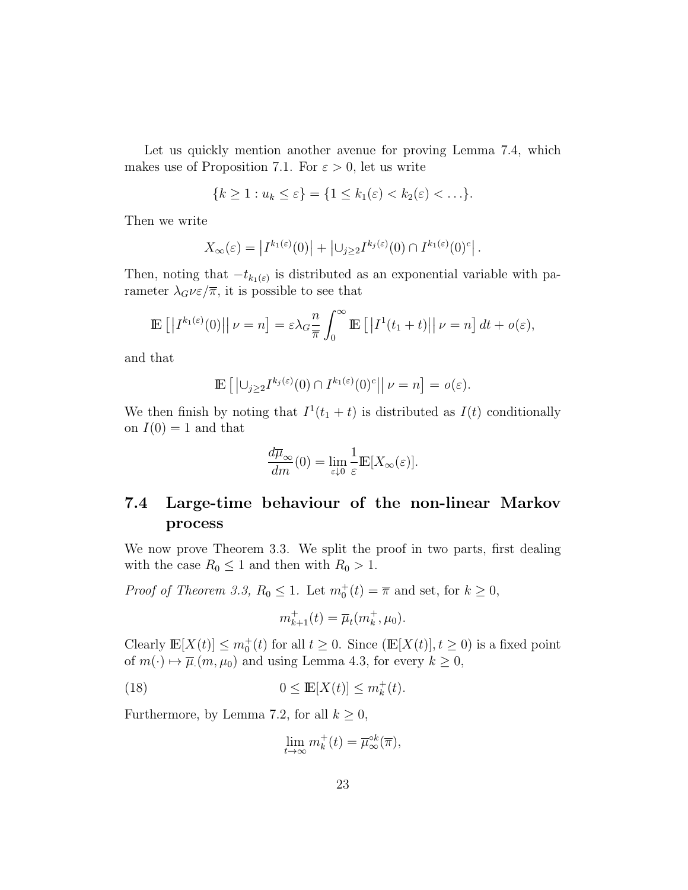Let us quickly mention another avenue for proving Lemma 7.4, which makes use of Proposition 7.1. For $\varepsilon > 0$, let us write

$$\{k \geq 1 : u_k \leq \varepsilon\} = \{1 \leq k_1(\varepsilon) < k_2(\varepsilon) < \ldots\}.$$

Then we write

$$X_\infty(\varepsilon) = \left|I^{k_1(\varepsilon)}(0)\right| + \left|\cup_{j \geq 2} I^{k_j(\varepsilon)}(0) \cap I^{k_1(\varepsilon)}(0)^c\right|.$$

Then, noting that $-t_{k_1(\varepsilon)}$ is distributed as an exponential variable with parameter $\lambda_G \nu \varepsilon / \overline{\pi}$, it is possible to see that

$$\mathbb{E}\left[\left|I^{k_1(\varepsilon)}(0)\right| \middle| \nu = n\right] = \varepsilon \lambda_G \frac{n}{\overline{\pi}} \int_0^\infty \mathbb{E}\left[\left|I^1(t_1 + t)\right| \middle| \nu = n\right] dt + o(\varepsilon),$$

and that

$$\mathbb{E}\left[\left|\cup_{j \geq 2} I^{k_j(\varepsilon)}(0) \cap I^{k_1(\varepsilon)}(0)^c\right| \middle| \nu = n\right] = o(\varepsilon).$$

We then finish by noting that $I^1(t_1 + t)$ is distributed as $I(t)$ conditionally on $I(0) = 1$ and that

$$\frac{d\overline{\mu}_\infty}{dm}(0) = \lim_{\varepsilon \downarrow 0} \frac{1}{\varepsilon} \mathbb{E}[X_\infty(\varepsilon)].$$

## 7.4 Large-time behaviour of the non-linear Markov process

We now prove Theorem 3.3. We split the proof in two parts, first dealing with the case $R_0 \leq 1$ and then with $R_0 > 1$.

*Proof of Theorem 3.3, $R_0 \leq 1$.* Let $m_0^+(t) = \overline{\pi}$ and set, for $k \geq 0$,

$$m_{k+1}^+(t) = \overline{\mu}_t(m_k^+, \mu_0).$$

Clearly $\mathbb{E}[X(t)] \leq m_0^+(t)$ for all $t \geq 0$. Since $(\mathbb{E}[X(t)], t \geq 0)$ is a fixed point of $m(\cdot) \mapsto \overline{\mu}_\cdot(m, \mu_0)$ and using Lemma 4.3, for every $k \geq 0$,

$$0 \leq \mathbb{E}[X(t)] \leq m_k^+(t). \tag{18}$$

Furthermore, by Lemma 7.2, for all $k \geq 0$,

$$\lim_{t \to \infty} m_k^+(t) = \overline{\mu}_\infty^{\circ k}(\overline{\pi}),$$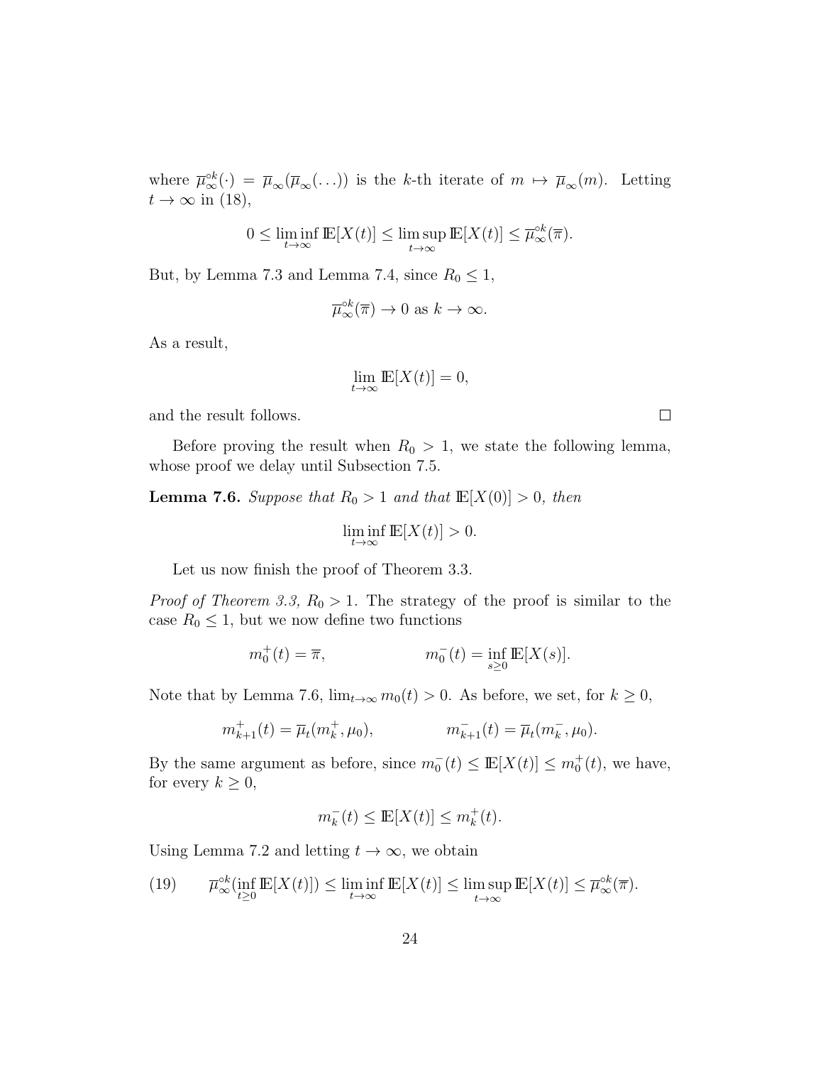where $\overline{\mu}_\infty^{\circ k}(\cdot) = \overline{\mu}_\infty(\overline{\mu}_\infty(\ldots))$ is the $k$-th iterate of $m \mapsto \overline{\mu}_\infty(m)$. Letting $t \to \infty$ in (18),

$$0 \leq \liminf_{t\to\infty} \mathbb{E}[X(t)] \leq \limsup_{t\to\infty} \mathbb{E}[X(t)] \leq \overline{\mu}_\infty^{\circ k}(\overline{\pi}).$$

But, by Lemma 7.3 and Lemma 7.4, since $R_0 \leq 1$,

$$\overline{\mu}_\infty^{\circ k}(\overline{\pi}) \to 0 \text{ as } k \to \infty.$$

As a result,

$$\lim_{t\to\infty} \mathbb{E}[X(t)] = 0,$$

and the result follows. □

Before proving the result when $R_0 > 1$, we state the following lemma, whose proof we delay until Subsection 7.5.

**Lemma 7.6.** *Suppose that $R_0 > 1$ and that $\mathbb{E}[X(0)] > 0$, then*

$$\liminf_{t\to\infty} \mathbb{E}[X(t)] > 0.$$

Let us now finish the proof of Theorem 3.3.

*Proof of Theorem 3.3, $R_0 > 1$.* The strategy of the proof is similar to the case $R_0 \leq 1$, but we now define two functions

$$m_0^+(t) = \overline{\pi}, \qquad\qquad m_0^-(t) = \inf_{s\geq 0} \mathbb{E}[X(s)].$$

Note that by Lemma 7.6, $\lim_{t\to\infty} m_0(t) > 0$. As before, we set, for $k \geq 0$,

$$m_{k+1}^+(t) = \overline{\mu}_t(m_k^+, \mu_0), \qquad\qquad m_{k+1}^-(t) = \overline{\mu}_t(m_k^-, \mu_0).$$

By the same argument as before, since $m_0^-(t) \leq \mathbb{E}[X(t)] \leq m_0^+(t)$, we have, for every $k \geq 0$,

$$m_k^-(t) \leq \mathbb{E}[X(t)] \leq m_k^+(t).$$

Using Lemma 7.2 and letting $t \to \infty$, we obtain

$$\overline{\mu}_\infty^{\circ k}(\inf_{t\geq 0} \mathbb{E}[X(t)]) \leq \liminf_{t\to\infty} \mathbb{E}[X(t)] \leq \limsup_{t\to\infty} \mathbb{E}[X(t)] \leq \overline{\mu}_\infty^{\circ k}(\overline{\pi}). \tag{19}$$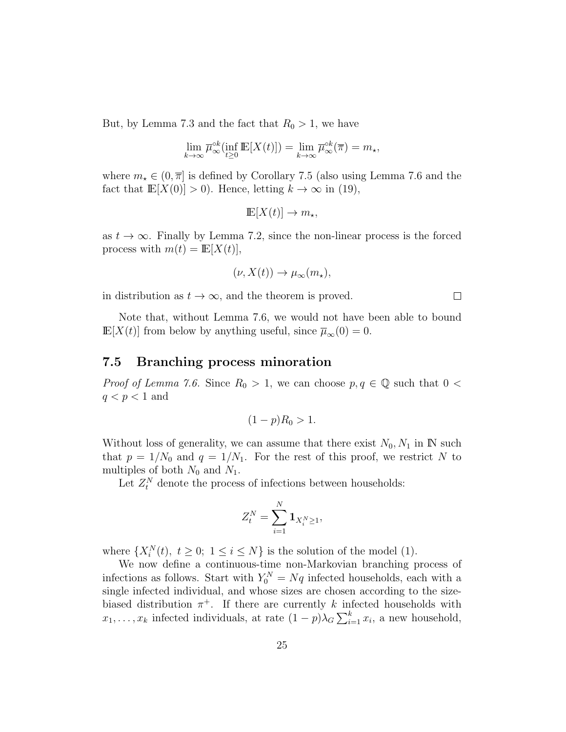But, by Lemma 7.3 and the fact that $R_0 > 1$, we have

$$\lim_{k\to\infty} \overline{\mu}_\infty^{\circ k}(\inf_{t\geq 0} \mathbb{E}[X(t)]) = \lim_{k\to\infty} \overline{\mu}_\infty^{\circ k}(\overline{\pi}) = m_\star,$$

where $m_\star \in (0, \overline{\pi}]$ is defined by Corollary 7.5 (also using Lemma 7.6 and the fact that $\mathbb{E}[X(0)] > 0$). Hence, letting $k \to \infty$ in (19),

$$\mathbb{E}[X(t)] \to m_\star,$$

as $t \to \infty$. Finally by Lemma 7.2, since the non-linear process is the forced process with $m(t) = \mathbb{E}[X(t)]$,

$$(\nu, X(t)) \to \mu_\infty(m_\star),$$

in distribution as $t \to \infty$, and the theorem is proved. □

Note that, without Lemma 7.6, we would not have been able to bound $\mathbb{E}[X(t)]$ from below by anything useful, since $\overline{\mu}_\infty(0) = 0$.

## 7.5 Branching process minoration

*Proof of Lemma 7.6.* Since $R_0 > 1$, we can choose $p, q \in \mathbb{Q}$ such that $0 < q < p < 1$ and

$$(1 - p)R_0 > 1.$$

Without loss of generality, we can assume that there exist $N_0, N_1$ in $\mathbb{N}$ such that $p = 1/N_0$ and $q = 1/N_1$. For the rest of this proof, we restrict $N$ to multiples of both $N_0$ and $N_1$.

Let $Z_t^N$ denote the process of infections between households:

$$Z_t^N = \sum_{i=1}^N \mathbf{1}_{X_i^N \geq 1},$$

where $\{X_i^N(t),\ t \geq 0;\ 1 \leq i \leq N\}$ is the solution of the model (1).

We now define a continuous-time non-Markovian branching process of infections as follows. Start with $Y_0^N = Nq$ infected households, each with a single infected individual, and whose sizes are chosen according to the size-biased distribution $\pi^+$. If there are currently $k$ infected households with $x_1, \ldots, x_k$ infected individuals, at rate $(1-p)\lambda_G \sum_{i=1}^k x_i$, a new household,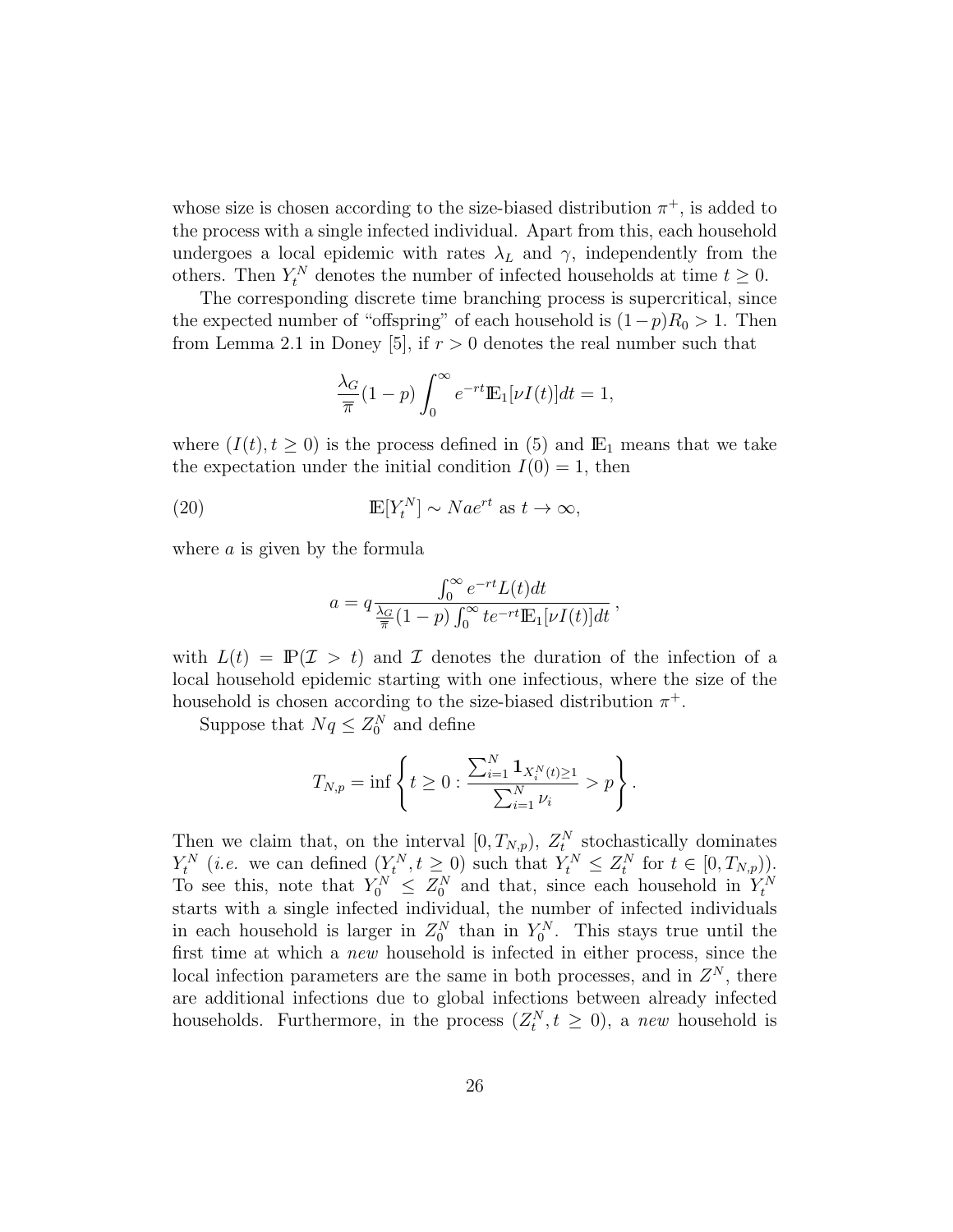whose size is chosen according to the size-biased distribution $\pi^+$, is added to the process with a single infected individual. Apart from this, each household undergoes a local epidemic with rates $\lambda_L$ and $\gamma$, independently from the others. Then $Y_t^N$ denotes the number of infected households at time $t \geq 0$.

The corresponding discrete time branching process is supercritical, since the expected number of "offspring" of each household is $(1-p)R_0 > 1$. Then from Lemma 2.1 in Doney [5], if $r > 0$ denotes the real number such that

$$\frac{\lambda_G}{\overline{\pi}}(1-p) \int_0^\infty e^{-rt} \mathbb{E}_1[\nu I(t)] dt = 1,$$

where $(I(t), t \geq 0)$ is the process defined in (5) and $\mathbb{E}_1$ means that we take the expectation under the initial condition $I(0) = 1$, then

$$\mathbb{E}[Y_t^N] \sim N a e^{rt} \text{ as } t \to \infty, \tag{20}$$

where $a$ is given by the formula

$$a = q \frac{\int_0^\infty e^{-rt} L(t) dt}{\frac{\lambda_G}{\overline{\pi}}(1-p) \int_0^\infty t e^{-rt} \mathbb{E}_1[\nu I(t)] dt},$$

with $L(t) = \mathbb{P}(\mathcal{I} > t)$ and $\mathcal{I}$ denotes the duration of the infection of a local household epidemic starting with one infectious, where the size of the household is chosen according to the size-biased distribution $\pi^+$.

Suppose that $Nq \leq Z_0^N$ and define

$$T_{N,p} = \inf \left\{ t \geq 0 : \frac{\sum_{i=1}^N \mathbf{1}_{X_i^N(t) \geq 1}}{\sum_{i=1}^N \nu_i} > p \right\}.$$

Then we claim that, on the interval $[0, T_{N,p})$, $Z_t^N$ stochastically dominates $Y_t^N$ (*i.e.* we can defined $(Y_t^N, t \geq 0)$ such that $Y_t^N \leq Z_t^N$ for $t \in [0, T_{N,p})$). To see this, note that $Y_0^N \leq Z_0^N$ and that, since each household in $Y_t^N$ starts with a single infected individual, the number of infected individuals in each household is larger in $Z_0^N$ than in $Y_0^N$. This stays true until the first time at which a *new* household is infected in either process, since the local infection parameters are the same in both processes, and in $Z^N$, there are additional infections due to global infections between already infected households. Furthermore, in the process $(Z_t^N, t \geq 0)$, a *new* household is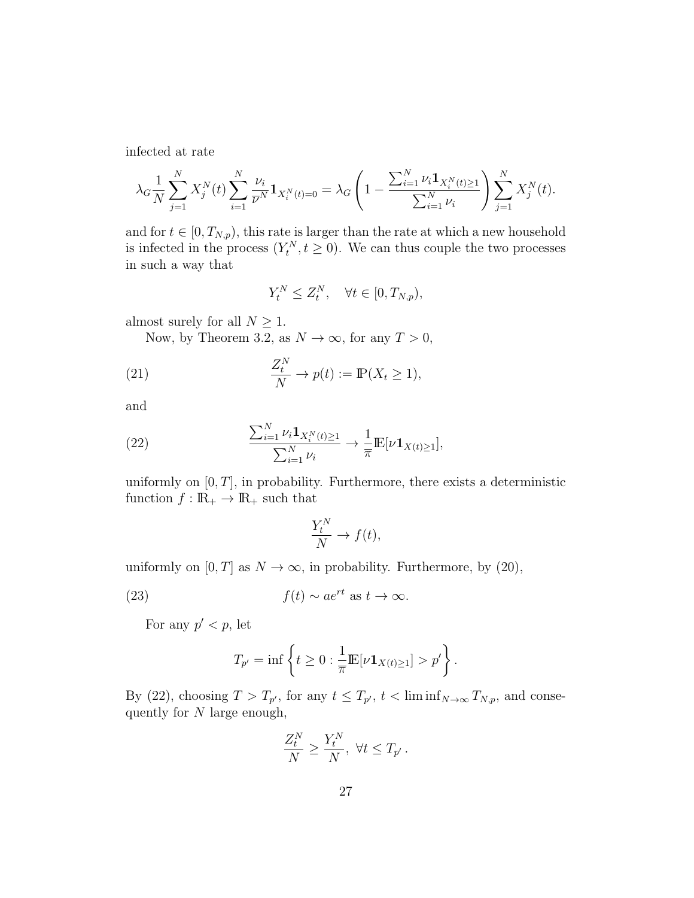infected at rate

$$\lambda_G \frac{1}{N} \sum_{j=1}^{N} X_j^N(t) \sum_{i=1}^{N} \frac{\nu_i}{\overline{\nu}^N} \mathbf{1}_{X_i^N(t)=0} = \lambda_G \left( 1 - \frac{\sum_{i=1}^{N} \nu_i \mathbf{1}_{X_i^N(t)\geq 1}}{\sum_{i=1}^{N} \nu_i} \right) \sum_{j=1}^{N} X_j^N(t).$$

and for $t \in [0, T_{N,p})$, this rate is larger than the rate at which a new household is infected in the process $(Y_t^N, t \geq 0)$. We can thus couple the two processes in such a way that

$$Y_t^N \leq Z_t^N, \quad \forall t \in [0, T_{N,p}),$$

almost surely for all $N \geq 1$.

Now, by Theorem 3.2, as $N \to \infty$, for any $T > 0$,

$$\frac{Z_t^N}{N} \to p(t) := \mathbb{P}(X_t \geq 1), \tag{21}$$

and

$$\frac{\sum_{i=1}^{N} \nu_i \mathbf{1}_{X_i^N(t)\geq 1}}{\sum_{i=1}^{N} \nu_i} \to \frac{1}{\overline{\pi}} \mathbb{E}[\nu \mathbf{1}_{X(t)\geq 1}], \tag{22}$$

uniformly on $[0, T]$, in probability. Furthermore, there exists a deterministic function $f : \mathbb{R}_+ \to \mathbb{R}_+$ such that

$$\frac{Y_t^N}{N} \to f(t),$$

uniformly on $[0, T]$ as $N \to \infty$, in probability. Furthermore, by (20),

$$f(t) \sim a e^{rt} \text{ as } t \to \infty. \tag{23}$$

For any $p' < p$, let

$$T_{p'} = \inf \left\{ t \geq 0 : \frac{1}{\overline{\pi}} \mathbb{E}[\nu \mathbf{1}_{X(t)\geq 1}] > p' \right\}.$$

By (22), choosing $T > T_{p'}$, for any $t \leq T_{p'}$, $t < \liminf_{N\to\infty} T_{N,p}$, and consequently for $N$ large enough,

$$\frac{Z_t^N}{N} \geq \frac{Y_t^N}{N}, \ \forall t \leq T_{p'} .$$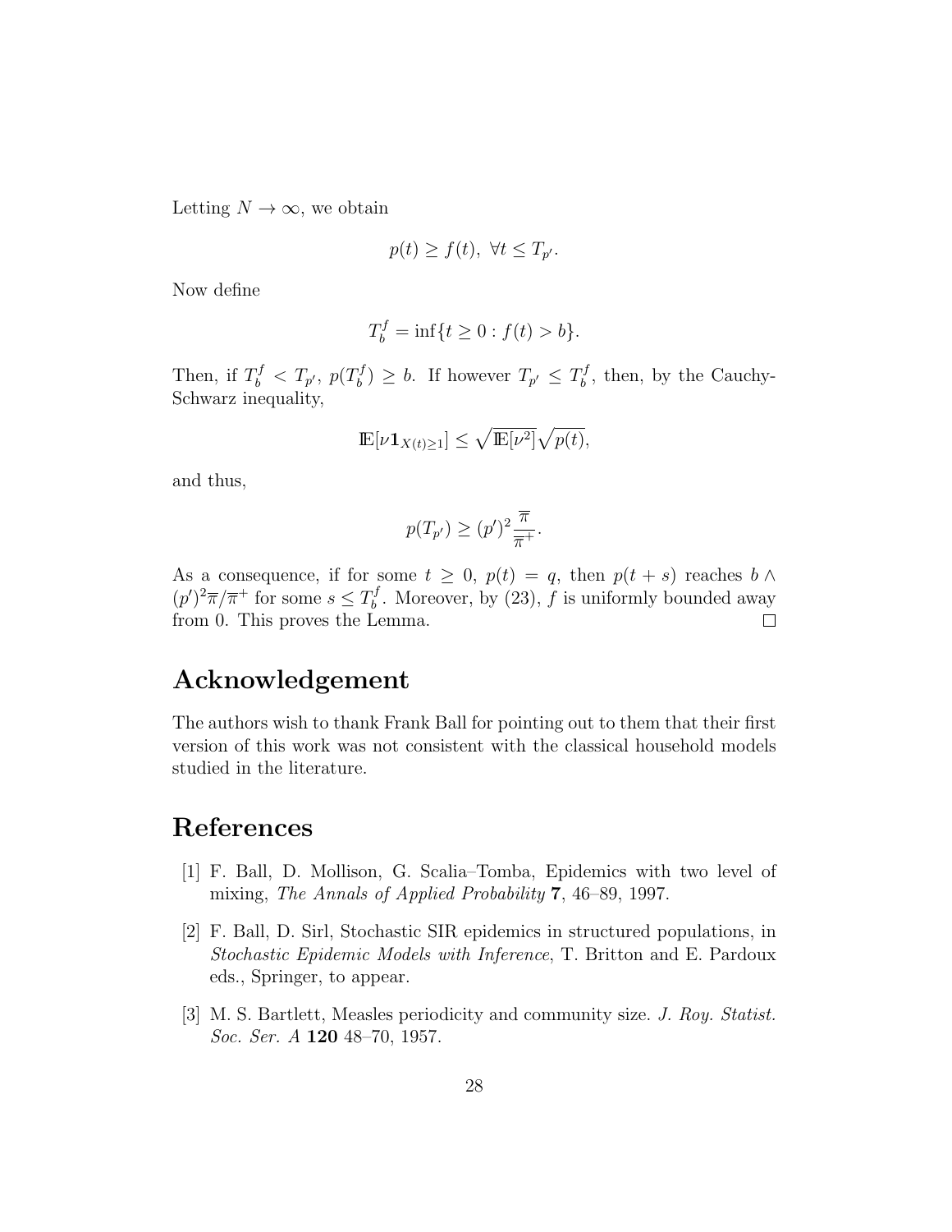Letting $N \to \infty$, we obtain

$$p(t) \geq f(t), \ \forall t \leq T_{p'}.$$

Now define

$$T_b^f = \inf\{t \geq 0 : f(t) > b\}.$$

Then, if $T_b^f < T_{p'}$, $p(T_b^f) \geq b$. If however $T_{p'} \leq T_b^f$, then, by the Cauchy-Schwarz inequality,

$$\mathbb{E}[\nu \mathbf{1}_{X(t) \geq 1}] \leq \sqrt{\mathbb{E}[\nu^2]} \sqrt{p(t)},$$

and thus,

$$p(T_{p'}) \geq (p')^2 \frac{\overline{\pi}}{\overline{\pi}^+}.$$

As a consequence, if for some $t \geq 0$, $p(t) = q$, then $p(t+s)$ reaches $b \wedge (p')^2 \overline{\pi}/\overline{\pi}^+$ for some $s \leq T_b^f$. Moreover, by (23), $f$ is uniformly bounded away from 0. This proves the Lemma. $\square$

## Acknowledgement

The authors wish to thank Frank Ball for pointing out to them that their first version of this work was not consistent with the classical household models studied in the literature.

## References

[1] F. Ball, D. Mollison, G. Scalia–Tomba, Epidemics with two level of mixing, *The Annals of Applied Probability* **7**, 46–89, 1997.

[2] F. Ball, D. Sirl, Stochastic SIR epidemics in structured populations, in *Stochastic Epidemic Models with Inference*, T. Britton and E. Pardoux eds., Springer, to appear.

[3] M. S. Bartlett, Measles periodicity and community size. *J. Roy. Statist. Soc. Ser. A* **120** 48–70, 1957.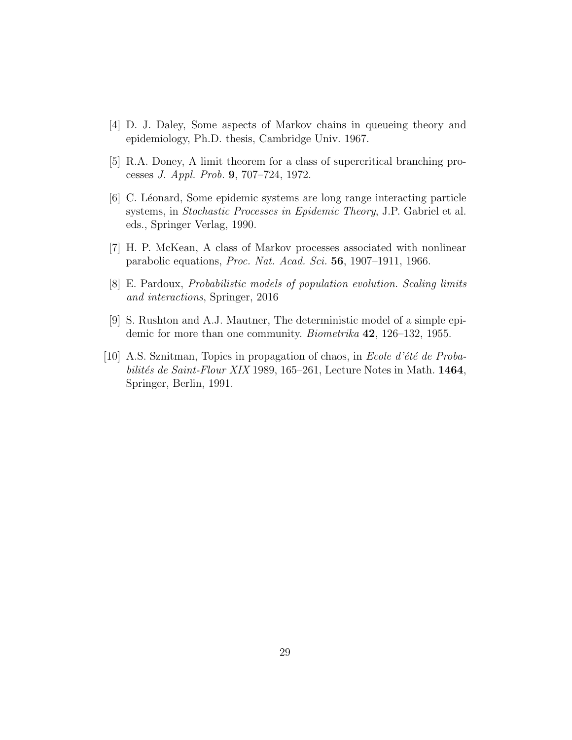[4] D. J. Daley, Some aspects of Markov chains in queueing theory and epidemiology, Ph.D. thesis, Cambridge Univ. 1967.

[5] R.A. Doney, A limit theorem for a class of supercritical branching processes *J. Appl. Prob.* **9**, 707–724, 1972.

[6] C. Léonard, Some epidemic systems are long range interacting particle systems, in *Stochastic Processes in Epidemic Theory*, J.P. Gabriel et al. eds., Springer Verlag, 1990.

[7] H. P. McKean, A class of Markov processes associated with nonlinear parabolic equations, *Proc. Nat. Acad. Sci.* **56**, 1907–1911, 1966.

[8] E. Pardoux, *Probabilistic models of population evolution. Scaling limits and interactions*, Springer, 2016

[9] S. Rushton and A.J. Mautner, The deterministic model of a simple epidemic for more than one community. *Biometrika* **42**, 126–132, 1955.

[10] A.S. Sznitman, Topics in propagation of chaos, in *Ecole d'été de Probabilités de Saint-Flour XIX* 1989, 165–261, Lecture Notes in Math. **1464**, Springer, Berlin, 1991.